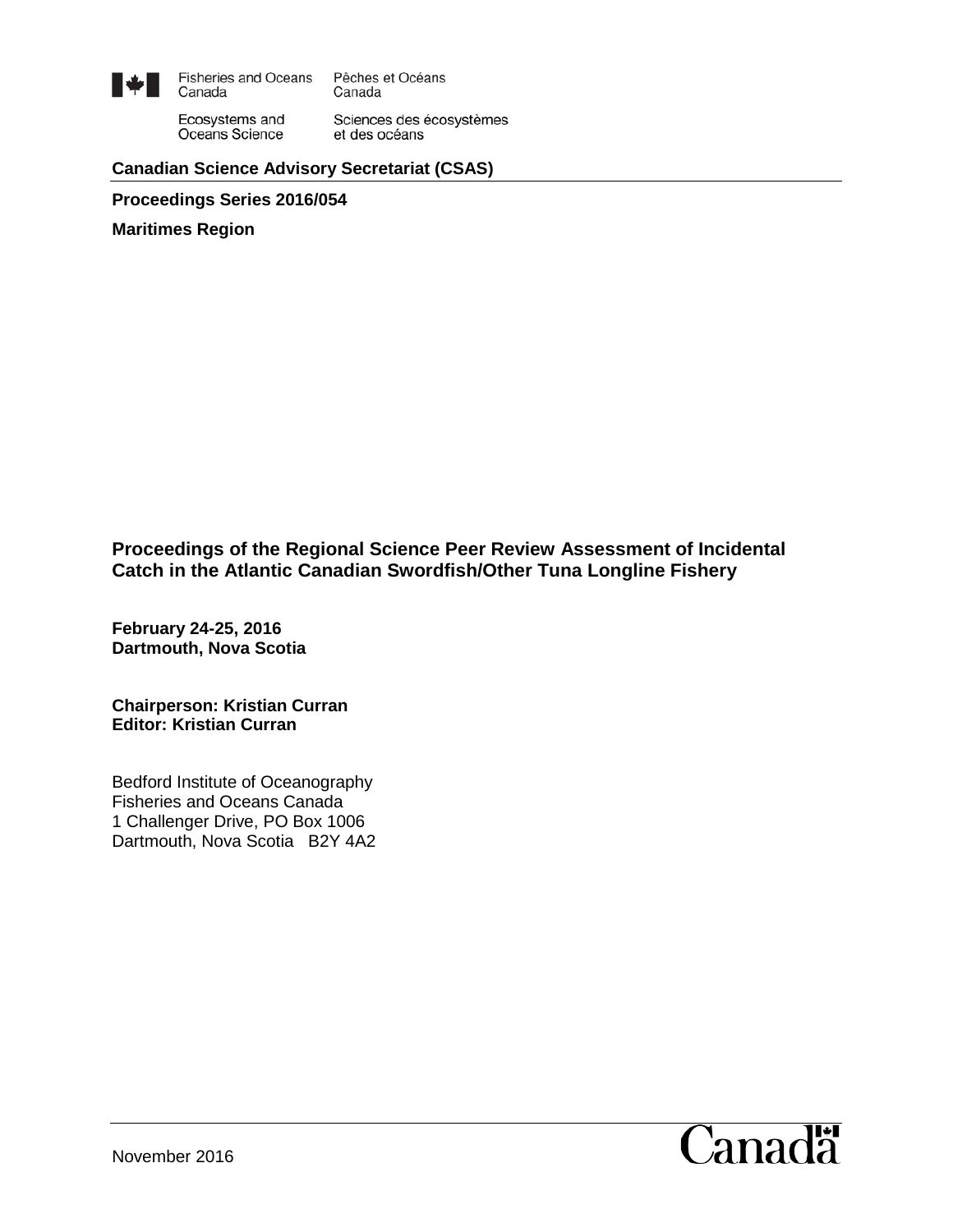Fisheries and Oceans Canada | Pêches et Océans Canada

Ecosystems and Oceans Science | Sciences des écosystèmes et des océans

**Canadian Science Advisory Secretariat (CSAS)**

**Proceedings Series 2016/054**

**Maritimes Region**

# Proceedings of the Regional Science Peer Review Assessment of Incidental Catch in the Atlantic Canadian Swordfish/Other Tuna Longline Fishery

**February 24-25, 2016**
**Dartmouth, Nova Scotia**

**Chairperson: Kristian Curran**
**Editor: Kristian Curran**

Bedford Institute of Oceanography
Fisheries and Oceans Canada
1 Challenger Drive, PO Box 1006
Dartmouth, Nova Scotia B2Y 4A2

November 2016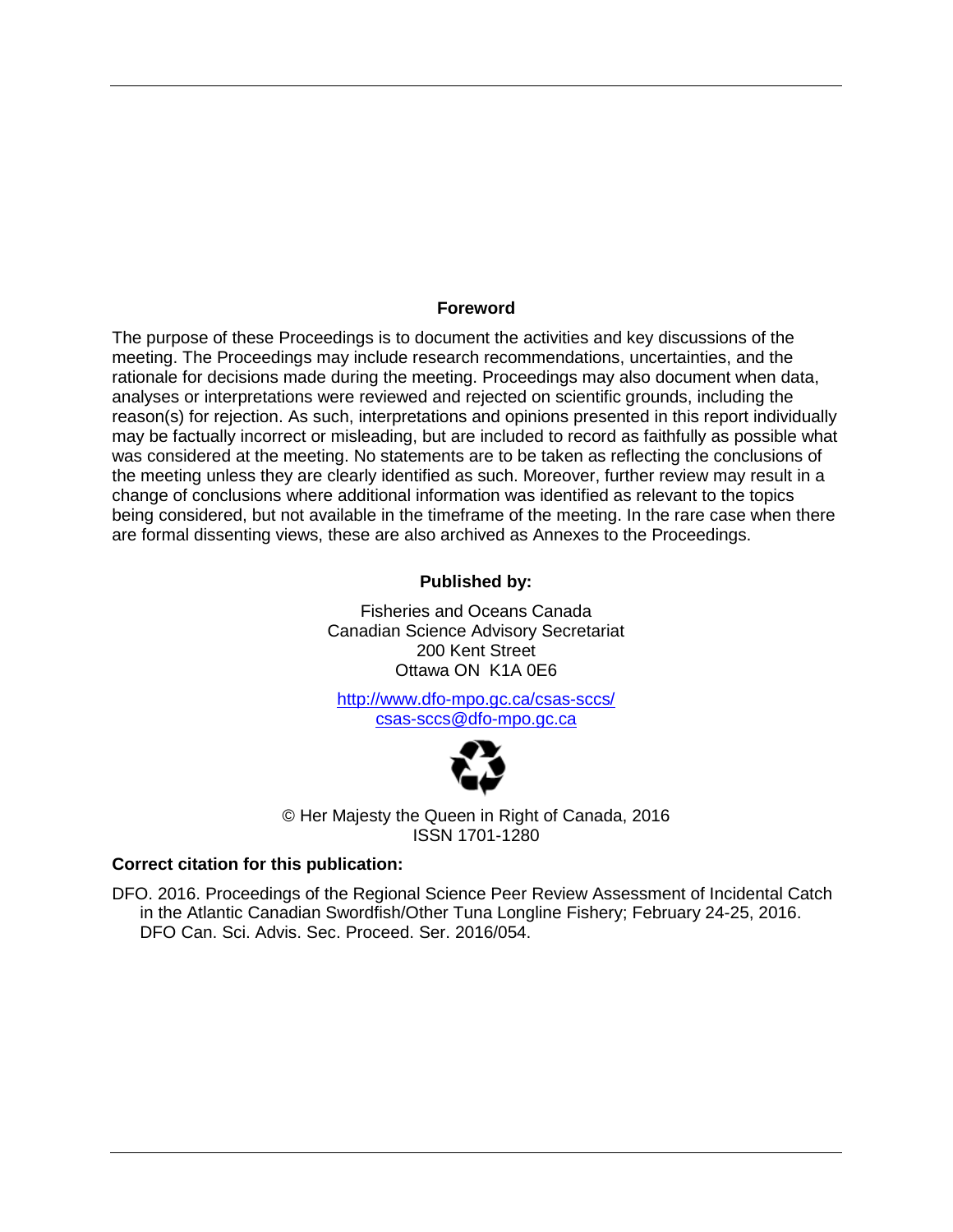## Foreword

The purpose of these Proceedings is to document the activities and key discussions of the meeting. The Proceedings may include research recommendations, uncertainties, and the rationale for decisions made during the meeting. Proceedings may also document when data, analyses or interpretations were reviewed and rejected on scientific grounds, including the reason(s) for rejection. As such, interpretations and opinions presented in this report individually may be factually incorrect or misleading, but are included to record as faithfully as possible what was considered at the meeting. No statements are to be taken as reflecting the conclusions of the meeting unless they are clearly identified as such. Moreover, further review may result in a change of conclusions where additional information was identified as relevant to the topics being considered, but not available in the timeframe of the meeting. In the rare case when there are formal dissenting views, these are also archived as Annexes to the Proceedings.

**Published by:**

Fisheries and Oceans Canada
Canadian Science Advisory Secretariat
200 Kent Street
Ottawa ON K1A 0E6

http://www.dfo-mpo.gc.ca/csas-sccs/
csas-sccs@dfo-mpo.gc.ca

© Her Majesty the Queen in Right of Canada, 2016
ISSN 1701-1280

**Correct citation for this publication:**

DFO. 2016. Proceedings of the Regional Science Peer Review Assessment of Incidental Catch in the Atlantic Canadian Swordfish/Other Tuna Longline Fishery; February 24-25, 2016. DFO Can. Sci. Advis. Sec. Proceed. Ser. 2016/054.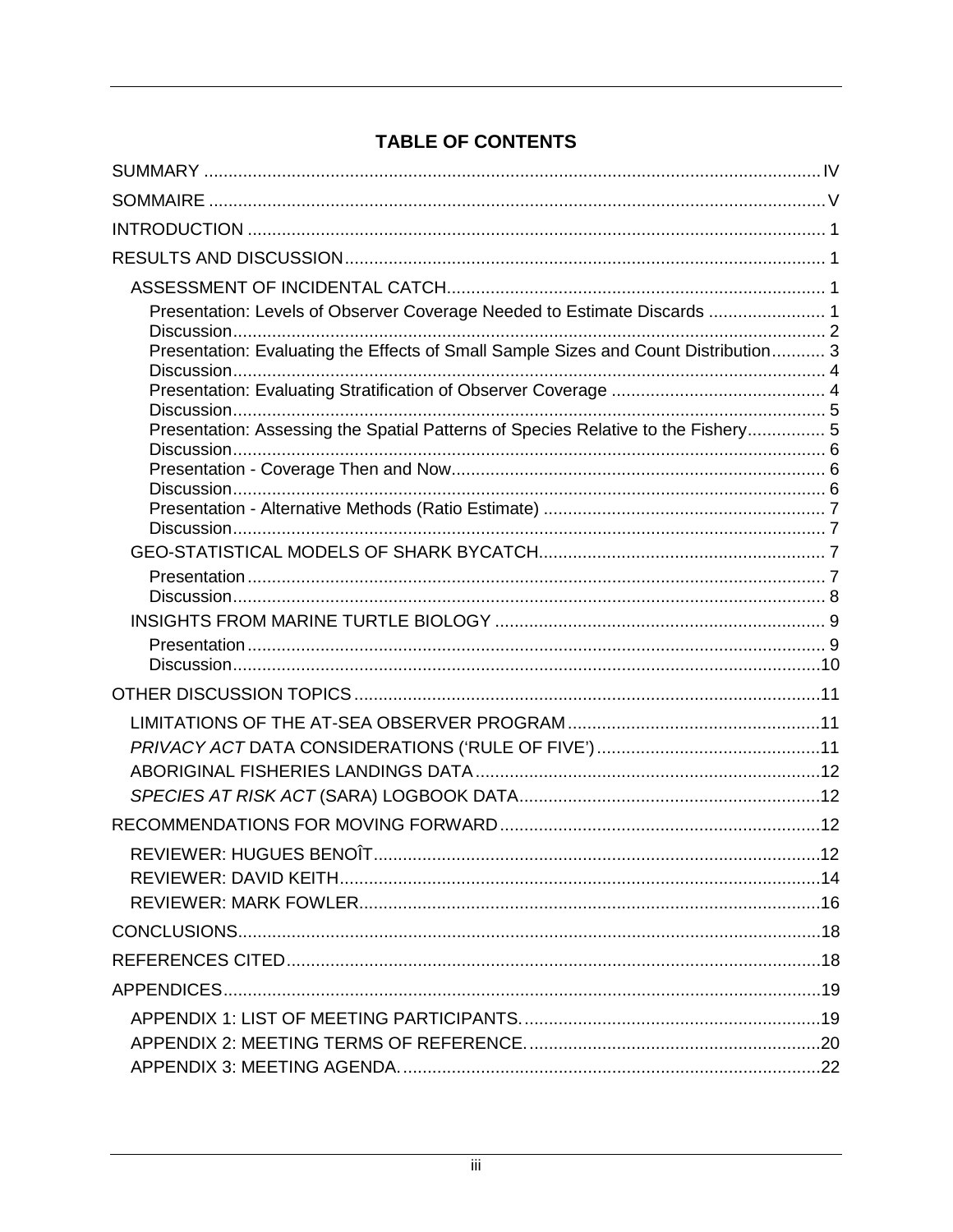## TABLE OF CONTENTS

SUMMARY ..... IV

SOMMAIRE ..... V

INTRODUCTION ..... 1

RESULTS AND DISCUSSION ..... 1

- ASSESSMENT OF INCIDENTAL CATCH ..... 1
  - Presentation: Levels of Observer Coverage Needed to Estimate Discards ..... 1
  - Discussion ..... 2
  - Presentation: Evaluating the Effects of Small Sample Sizes and Count Distribution ..... 3
  - Discussion ..... 4
  - Presentation: Evaluating Stratification of Observer Coverage ..... 4
  - Discussion ..... 5
  - Presentation: Assessing the Spatial Patterns of Species Relative to the Fishery ..... 5
  - Discussion ..... 6
  - Presentation - Coverage Then and Now ..... 6
  - Discussion ..... 6
  - Presentation - Alternative Methods (Ratio Estimate) ..... 7
  - Discussion ..... 7
- GEO-STATISTICAL MODELS OF SHARK BYCATCH ..... 7
  - Presentation ..... 7
  - Discussion ..... 8
- INSIGHTS FROM MARINE TURTLE BIOLOGY ..... 9
  - Presentation ..... 9
  - Discussion ..... 10

OTHER DISCUSSION TOPICS ..... 11

- LIMITATIONS OF THE AT-SEA OBSERVER PROGRAM ..... 11
- *PRIVACY ACT* DATA CONSIDERATIONS ('RULE OF FIVE') ..... 11
- ABORIGINAL FISHERIES LANDINGS DATA ..... 12
- *SPECIES AT RISK ACT* (SARA) LOGBOOK DATA ..... 12

RECOMMENDATIONS FOR MOVING FORWARD ..... 12

- REVIEWER: HUGUES BENOÎT ..... 12
- REVIEWER: DAVID KEITH ..... 14
- REVIEWER: MARK FOWLER ..... 16

CONCLUSIONS ..... 18

REFERENCES CITED ..... 18

APPENDICES ..... 19

- APPENDIX 1: LIST OF MEETING PARTICIPANTS. ..... 19
- APPENDIX 2: MEETING TERMS OF REFERENCE. ..... 20
- APPENDIX 3: MEETING AGENDA. ..... 22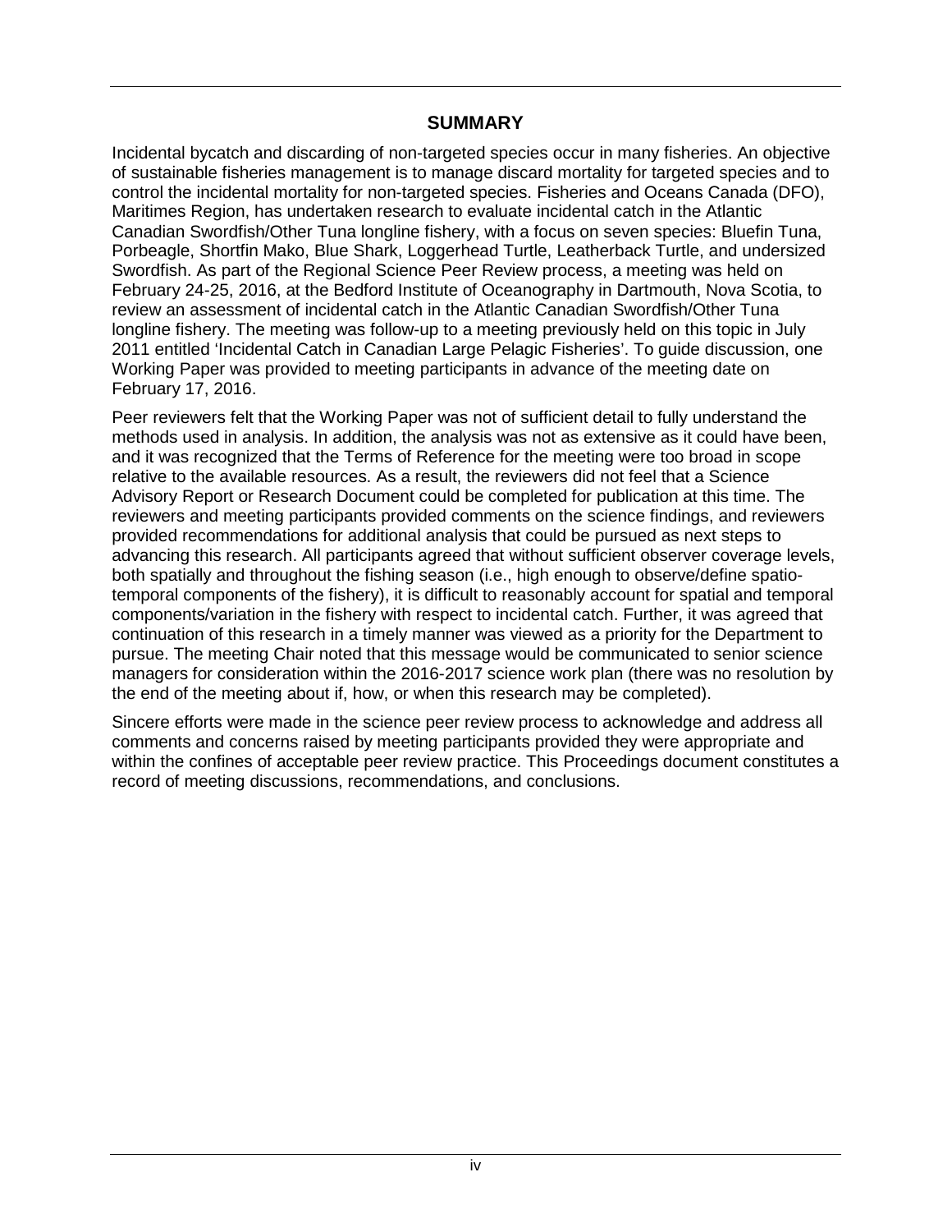## SUMMARY

Incidental bycatch and discarding of non-targeted species occur in many fisheries. An objective of sustainable fisheries management is to manage discard mortality for targeted species and to control the incidental mortality for non-targeted species. Fisheries and Oceans Canada (DFO), Maritimes Region, has undertaken research to evaluate incidental catch in the Atlantic Canadian Swordfish/Other Tuna longline fishery, with a focus on seven species: Bluefin Tuna, Porbeagle, Shortfin Mako, Blue Shark, Loggerhead Turtle, Leatherback Turtle, and undersized Swordfish. As part of the Regional Science Peer Review process, a meeting was held on February 24-25, 2016, at the Bedford Institute of Oceanography in Dartmouth, Nova Scotia, to review an assessment of incidental catch in the Atlantic Canadian Swordfish/Other Tuna longline fishery. The meeting was follow-up to a meeting previously held on this topic in July 2011 entitled 'Incidental Catch in Canadian Large Pelagic Fisheries'. To guide discussion, one Working Paper was provided to meeting participants in advance of the meeting date on February 17, 2016.

Peer reviewers felt that the Working Paper was not of sufficient detail to fully understand the methods used in analysis. In addition, the analysis was not as extensive as it could have been, and it was recognized that the Terms of Reference for the meeting were too broad in scope relative to the available resources. As a result, the reviewers did not feel that a Science Advisory Report or Research Document could be completed for publication at this time. The reviewers and meeting participants provided comments on the science findings, and reviewers provided recommendations for additional analysis that could be pursued as next steps to advancing this research. All participants agreed that without sufficient observer coverage levels, both spatially and throughout the fishing season (i.e., high enough to observe/define spatio-temporal components of the fishery), it is difficult to reasonably account for spatial and temporal components/variation in the fishery with respect to incidental catch. Further, it was agreed that continuation of this research in a timely manner was viewed as a priority for the Department to pursue. The meeting Chair noted that this message would be communicated to senior science managers for consideration within the 2016-2017 science work plan (there was no resolution by the end of the meeting about if, how, or when this research may be completed).

Sincere efforts were made in the science peer review process to acknowledge and address all comments and concerns raised by meeting participants provided they were appropriate and within the confines of acceptable peer review practice. This Proceedings document constitutes a record of meeting discussions, recommendations, and conclusions.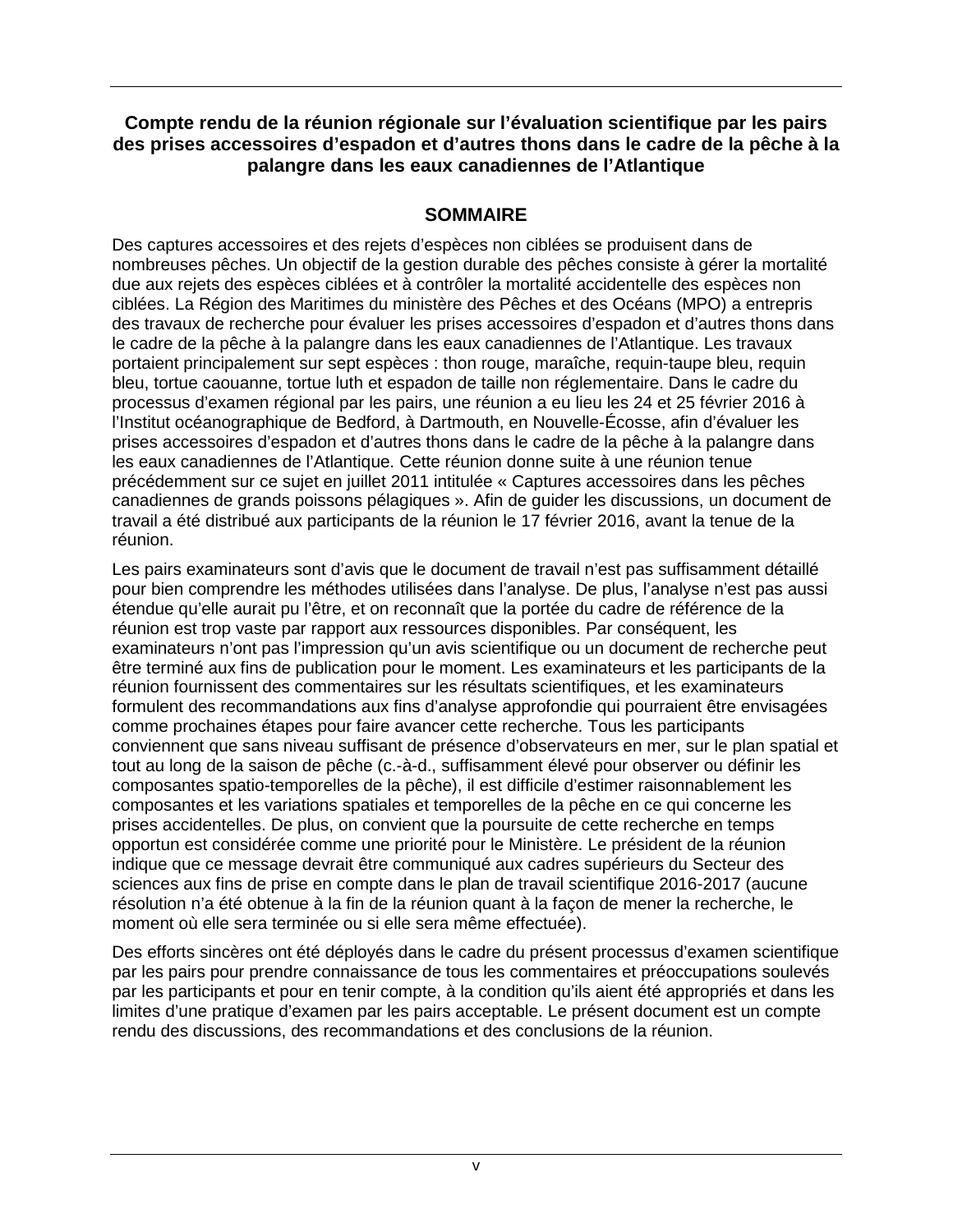**Compte rendu de la réunion régionale sur l'évaluation scientifique par les pairs des prises accessoires d'espadon et d'autres thons dans le cadre de la pêche à la palangre dans les eaux canadiennes de l'Atlantique**

## SOMMAIRE

Des captures accessoires et des rejets d'espèces non ciblées se produisent dans de nombreuses pêches. Un objectif de la gestion durable des pêches consiste à gérer la mortalité due aux rejets des espèces ciblées et à contrôler la mortalité accidentelle des espèces non ciblées. La Région des Maritimes du ministère des Pêches et des Océans (MPO) a entrepris des travaux de recherche pour évaluer les prises accessoires d'espadon et d'autres thons dans le cadre de la pêche à la palangre dans les eaux canadiennes de l'Atlantique. Les travaux portaient principalement sur sept espèces : thon rouge, maraîche, requin-taupe bleu, requin bleu, tortue caouanne, tortue luth et espadon de taille non réglementaire. Dans le cadre du processus d'examen régional par les pairs, une réunion a eu lieu les 24 et 25 février 2016 à l'Institut océanographique de Bedford, à Dartmouth, en Nouvelle-Écosse, afin d'évaluer les prises accessoires d'espadon et d'autres thons dans le cadre de la pêche à la palangre dans les eaux canadiennes de l'Atlantique. Cette réunion donne suite à une réunion tenue précédemment sur ce sujet en juillet 2011 intitulée « Captures accessoires dans les pêches canadiennes de grands poissons pélagiques ». Afin de guider les discussions, un document de travail a été distribué aux participants de la réunion le 17 février 2016, avant la tenue de la réunion.

Les pairs examinateurs sont d'avis que le document de travail n'est pas suffisamment détaillé pour bien comprendre les méthodes utilisées dans l'analyse. De plus, l'analyse n'est pas aussi étendue qu'elle aurait pu l'être, et on reconnaît que la portée du cadre de référence de la réunion est trop vaste par rapport aux ressources disponibles. Par conséquent, les examinateurs n'ont pas l'impression qu'un avis scientifique ou un document de recherche peut être terminé aux fins de publication pour le moment. Les examinateurs et les participants de la réunion fournissent des commentaires sur les résultats scientifiques, et les examinateurs formulent des recommandations aux fins d'analyse approfondie qui pourraient être envisagées comme prochaines étapes pour faire avancer cette recherche. Tous les participants conviennent que sans niveau suffisant de présence d'observateurs en mer, sur le plan spatial et tout au long de la saison de pêche (c.-à-d., suffisamment élevé pour observer ou définir les composantes spatio-temporelles de la pêche), il est difficile d'estimer raisonnablement les composantes et les variations spatiales et temporelles de la pêche en ce qui concerne les prises accidentelles. De plus, on convient que la poursuite de cette recherche en temps opportun est considérée comme une priorité pour le Ministère. Le président de la réunion indique que ce message devrait être communiqué aux cadres supérieurs du Secteur des sciences aux fins de prise en compte dans le plan de travail scientifique 2016-2017 (aucune résolution n'a été obtenue à la fin de la réunion quant à la façon de mener la recherche, le moment où elle sera terminée ou si elle sera même effectuée).

Des efforts sincères ont été déployés dans le cadre du présent processus d'examen scientifique par les pairs pour prendre connaissance de tous les commentaires et préoccupations soulevés par les participants et pour en tenir compte, à la condition qu'ils aient été appropriés et dans les limites d'une pratique d'examen par les pairs acceptable. Le présent document est un compte rendu des discussions, des recommandations et des conclusions de la réunion.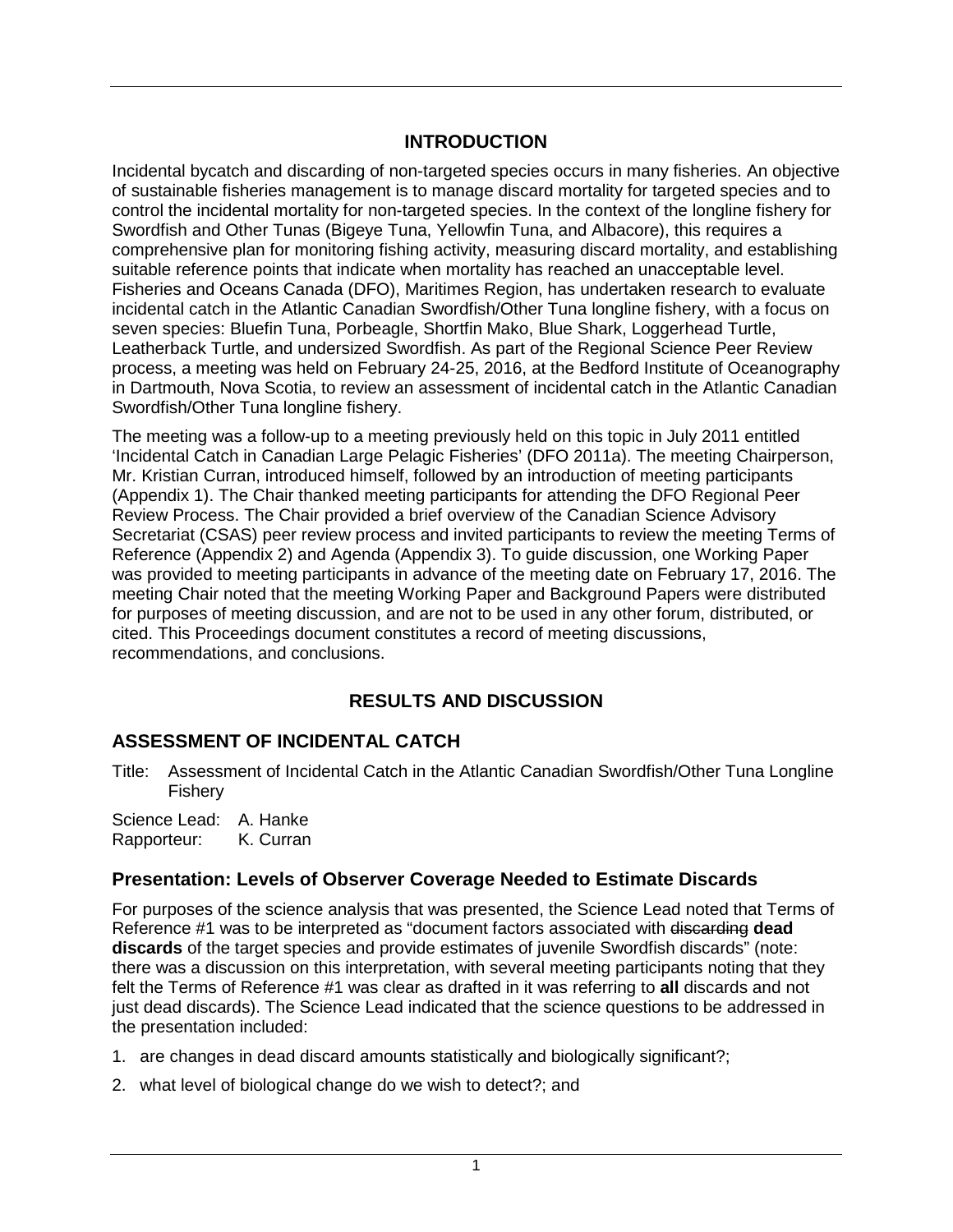# INTRODUCTION

Incidental bycatch and discarding of non-targeted species occurs in many fisheries. An objective of sustainable fisheries management is to manage discard mortality for targeted species and to control the incidental mortality for non-targeted species. In the context of the longline fishery for Swordfish and Other Tunas (Bigeye Tuna, Yellowfin Tuna, and Albacore), this requires a comprehensive plan for monitoring fishing activity, measuring discard mortality, and establishing suitable reference points that indicate when mortality has reached an unacceptable level. Fisheries and Oceans Canada (DFO), Maritimes Region, has undertaken research to evaluate incidental catch in the Atlantic Canadian Swordfish/Other Tuna longline fishery, with a focus on seven species: Bluefin Tuna, Porbeagle, Shortfin Mako, Blue Shark, Loggerhead Turtle, Leatherback Turtle, and undersized Swordfish. As part of the Regional Science Peer Review process, a meeting was held on February 24-25, 2016, at the Bedford Institute of Oceanography in Dartmouth, Nova Scotia, to review an assessment of incidental catch in the Atlantic Canadian Swordfish/Other Tuna longline fishery.

The meeting was a follow-up to a meeting previously held on this topic in July 2011 entitled 'Incidental Catch in Canadian Large Pelagic Fisheries' (DFO 2011a). The meeting Chairperson, Mr. Kristian Curran, introduced himself, followed by an introduction of meeting participants (Appendix 1). The Chair thanked meeting participants for attending the DFO Regional Peer Review Process. The Chair provided a brief overview of the Canadian Science Advisory Secretariat (CSAS) peer review process and invited participants to review the meeting Terms of Reference (Appendix 2) and Agenda (Appendix 3). To guide discussion, one Working Paper was provided to meeting participants in advance of the meeting date on February 17, 2016. The meeting Chair noted that the meeting Working Paper and Background Papers were distributed for purposes of meeting discussion, and are not to be used in any other forum, distributed, or cited. This Proceedings document constitutes a record of meeting discussions, recommendations, and conclusions.

# RESULTS AND DISCUSSION

## ASSESSMENT OF INCIDENTAL CATCH

Title: Assessment of Incidental Catch in the Atlantic Canadian Swordfish/Other Tuna Longline Fishery

Science Lead: A. Hanke
Rapporteur: K. Curran

### Presentation: Levels of Observer Coverage Needed to Estimate Discards

For purposes of the science analysis that was presented, the Science Lead noted that Terms of Reference #1 was to be interpreted as "document factors associated with ~~discarding~~ **dead discards** of the target species and provide estimates of juvenile Swordfish discards" (note: there was a discussion on this interpretation, with several meeting participants noting that they felt the Terms of Reference #1 was clear as drafted in it was referring to **all** discards and not just dead discards). The Science Lead indicated that the science questions to be addressed in the presentation included:

1. are changes in dead discard amounts statistically and biologically significant?;
2. what level of biological change do we wish to detect?; and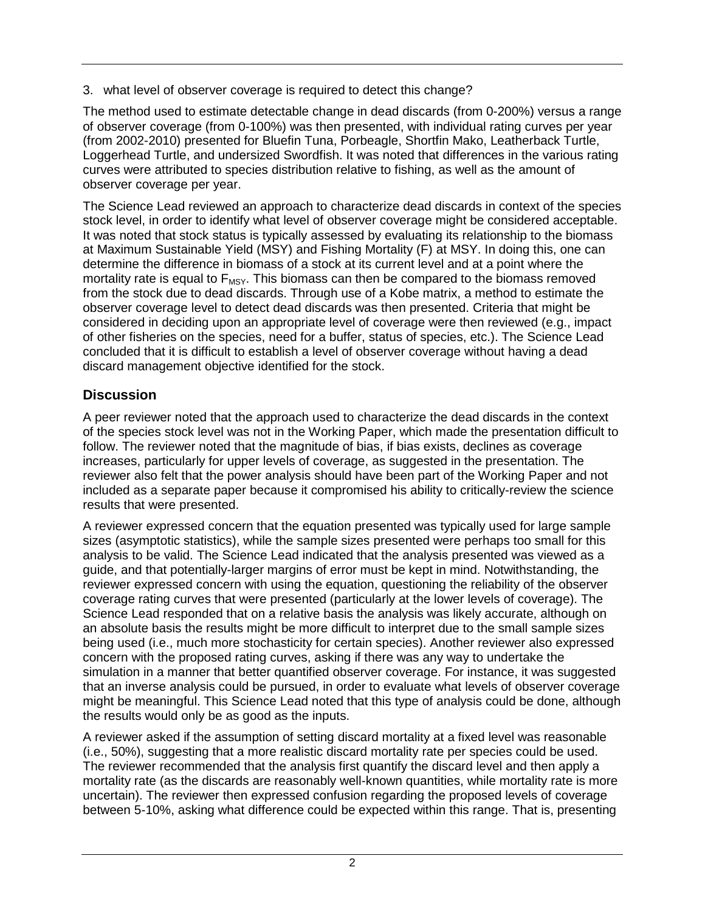3. what level of observer coverage is required to detect this change?

The method used to estimate detectable change in dead discards (from 0-200%) versus a range of observer coverage (from 0-100%) was then presented, with individual rating curves per year (from 2002-2010) presented for Bluefin Tuna, Porbeagle, Shortfin Mako, Leatherback Turtle, Loggerhead Turtle, and undersized Swordfish. It was noted that differences in the various rating curves were attributed to species distribution relative to fishing, as well as the amount of observer coverage per year.

The Science Lead reviewed an approach to characterize dead discards in context of the species stock level, in order to identify what level of observer coverage might be considered acceptable. It was noted that stock status is typically assessed by evaluating its relationship to the biomass at Maximum Sustainable Yield (MSY) and Fishing Mortality (F) at MSY. In doing this, one can determine the difference in biomass of a stock at its current level and at a point where the mortality rate is equal to $F_{MSY}$. This biomass can then be compared to the biomass removed from the stock due to dead discards. Through use of a Kobe matrix, a method to estimate the observer coverage level to detect dead discards was then presented. Criteria that might be considered in deciding upon an appropriate level of coverage were then reviewed (e.g., impact of other fisheries on the species, need for a buffer, status of species, etc.). The Science Lead concluded that it is difficult to establish a level of observer coverage without having a dead discard management objective identified for the stock.

## Discussion

A peer reviewer noted that the approach used to characterize the dead discards in the context of the species stock level was not in the Working Paper, which made the presentation difficult to follow. The reviewer noted that the magnitude of bias, if bias exists, declines as coverage increases, particularly for upper levels of coverage, as suggested in the presentation. The reviewer also felt that the power analysis should have been part of the Working Paper and not included as a separate paper because it compromised his ability to critically-review the science results that were presented.

A reviewer expressed concern that the equation presented was typically used for large sample sizes (asymptotic statistics), while the sample sizes presented were perhaps too small for this analysis to be valid. The Science Lead indicated that the analysis presented was viewed as a guide, and that potentially-larger margins of error must be kept in mind. Notwithstanding, the reviewer expressed concern with using the equation, questioning the reliability of the observer coverage rating curves that were presented (particularly at the lower levels of coverage). The Science Lead responded that on a relative basis the analysis was likely accurate, although on an absolute basis the results might be more difficult to interpret due to the small sample sizes being used (i.e., much more stochasticity for certain species). Another reviewer also expressed concern with the proposed rating curves, asking if there was any way to undertake the simulation in a manner that better quantified observer coverage. For instance, it was suggested that an inverse analysis could be pursued, in order to evaluate what levels of observer coverage might be meaningful. This Science Lead noted that this type of analysis could be done, although the results would only be as good as the inputs.

A reviewer asked if the assumption of setting discard mortality at a fixed level was reasonable (i.e., 50%), suggesting that a more realistic discard mortality rate per species could be used. The reviewer recommended that the analysis first quantify the discard level and then apply a mortality rate (as the discards are reasonably well-known quantities, while mortality rate is more uncertain). The reviewer then expressed confusion regarding the proposed levels of coverage between 5-10%, asking what difference could be expected within this range. That is, presenting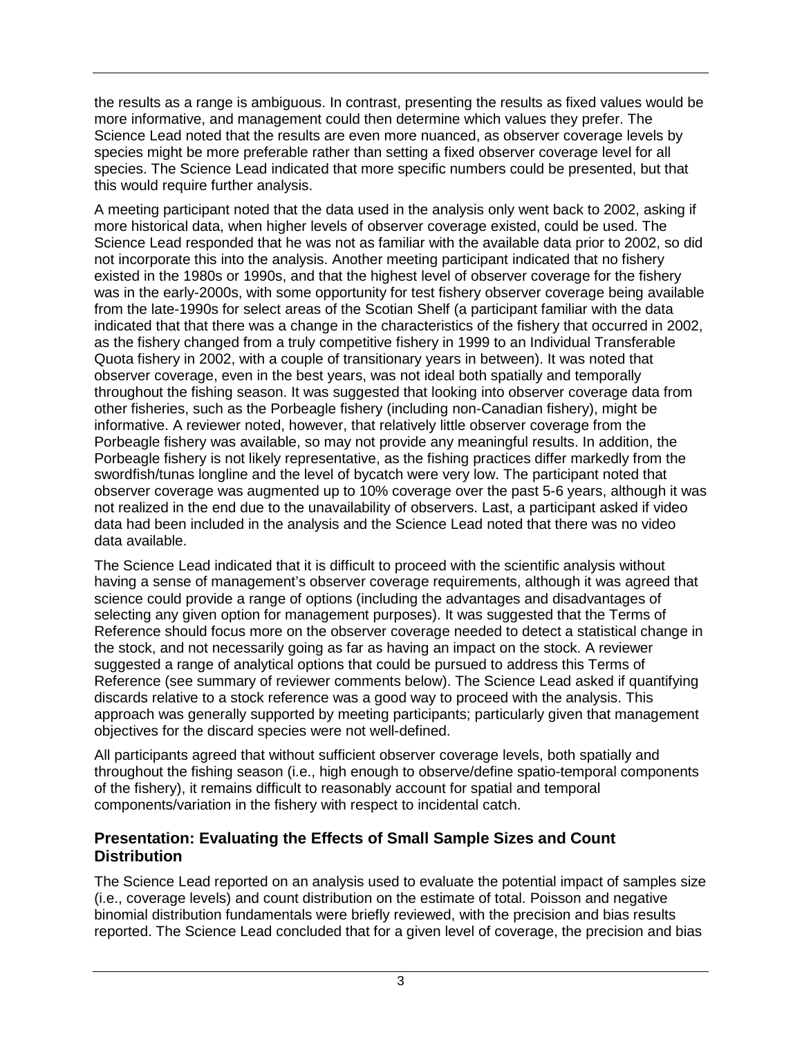the results as a range is ambiguous. In contrast, presenting the results as fixed values would be more informative, and management could then determine which values they prefer. The Science Lead noted that the results are even more nuanced, as observer coverage levels by species might be more preferable rather than setting a fixed observer coverage level for all species. The Science Lead indicated that more specific numbers could be presented, but that this would require further analysis.

A meeting participant noted that the data used in the analysis only went back to 2002, asking if more historical data, when higher levels of observer coverage existed, could be used. The Science Lead responded that he was not as familiar with the available data prior to 2002, so did not incorporate this into the analysis. Another meeting participant indicated that no fishery existed in the 1980s or 1990s, and that the highest level of observer coverage for the fishery was in the early-2000s, with some opportunity for test fishery observer coverage being available from the late-1990s for select areas of the Scotian Shelf (a participant familiar with the data indicated that that there was a change in the characteristics of the fishery that occurred in 2002, as the fishery changed from a truly competitive fishery in 1999 to an Individual Transferable Quota fishery in 2002, with a couple of transitionary years in between). It was noted that observer coverage, even in the best years, was not ideal both spatially and temporally throughout the fishing season. It was suggested that looking into observer coverage data from other fisheries, such as the Porbeagle fishery (including non-Canadian fishery), might be informative. A reviewer noted, however, that relatively little observer coverage from the Porbeagle fishery was available, so may not provide any meaningful results. In addition, the Porbeagle fishery is not likely representative, as the fishing practices differ markedly from the swordfish/tunas longline and the level of bycatch were very low. The participant noted that observer coverage was augmented up to 10% coverage over the past 5-6 years, although it was not realized in the end due to the unavailability of observers. Last, a participant asked if video data had been included in the analysis and the Science Lead noted that there was no video data available.

The Science Lead indicated that it is difficult to proceed with the scientific analysis without having a sense of management's observer coverage requirements, although it was agreed that science could provide a range of options (including the advantages and disadvantages of selecting any given option for management purposes). It was suggested that the Terms of Reference should focus more on the observer coverage needed to detect a statistical change in the stock, and not necessarily going as far as having an impact on the stock. A reviewer suggested a range of analytical options that could be pursued to address this Terms of Reference (see summary of reviewer comments below). The Science Lead asked if quantifying discards relative to a stock reference was a good way to proceed with the analysis. This approach was generally supported by meeting participants; particularly given that management objectives for the discard species were not well-defined.

All participants agreed that without sufficient observer coverage levels, both spatially and throughout the fishing season (i.e., high enough to observe/define spatio-temporal components of the fishery), it remains difficult to reasonably account for spatial and temporal components/variation in the fishery with respect to incidental catch.

### Presentation: Evaluating the Effects of Small Sample Sizes and Count Distribution

The Science Lead reported on an analysis used to evaluate the potential impact of samples size (i.e., coverage levels) and count distribution on the estimate of total. Poisson and negative binomial distribution fundamentals were briefly reviewed, with the precision and bias results reported. The Science Lead concluded that for a given level of coverage, the precision and bias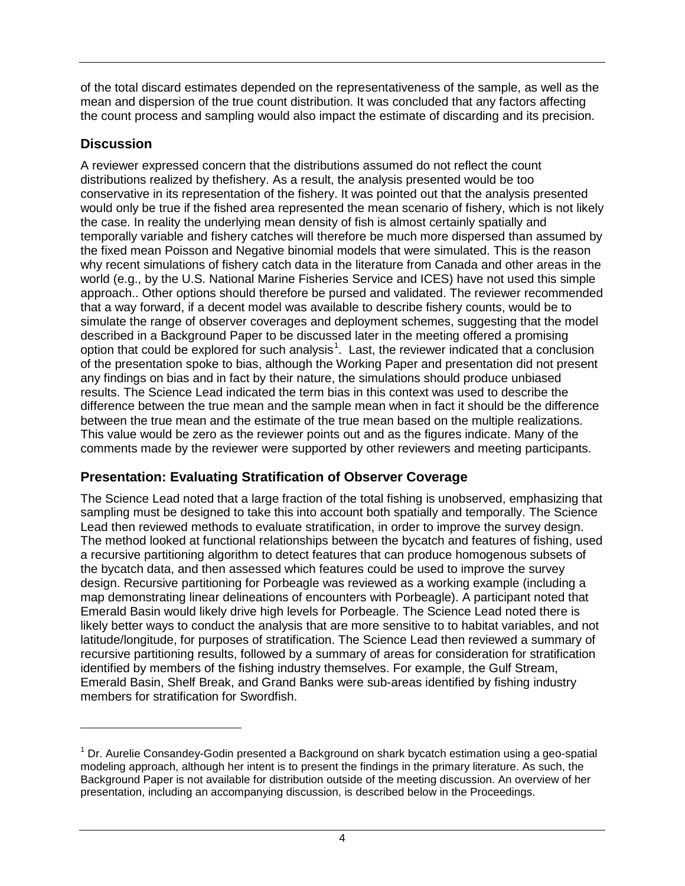of the total discard estimates depended on the representativeness of the sample, as well as the mean and dispersion of the true count distribution. It was concluded that any factors affecting the count process and sampling would also impact the estimate of discarding and its precision.

## Discussion

A reviewer expressed concern that the distributions assumed do not reflect the count distributions realized by thefishery. As a result, the analysis presented would be too conservative in its representation of the fishery. It was pointed out that the analysis presented would only be true if the fished area represented the mean scenario of fishery, which is not likely the case. In reality the underlying mean density of fish is almost certainly spatially and temporally variable and fishery catches will therefore be much more dispersed than assumed by the fixed mean Poisson and Negative binomial models that were simulated. This is the reason why recent simulations of fishery catch data in the literature from Canada and other areas in the world (e.g., by the U.S. National Marine Fisheries Service and ICES) have not used this simple approach.. Other options should therefore be pursed and validated. The reviewer recommended that a way forward, if a decent model was available to describe fishery counts, would be to simulate the range of observer coverages and deployment schemes, suggesting that the model described in a Background Paper to be discussed later in the meeting offered a promising option that could be explored for such analysis[1]. Last, the reviewer indicated that a conclusion of the presentation spoke to bias, although the Working Paper and presentation did not present any findings on bias and in fact by their nature, the simulations should produce unbiased results. The Science Lead indicated the term bias in this context was used to describe the difference between the true mean and the sample mean when in fact it should be the difference between the true mean and the estimate of the true mean based on the multiple realizations. This value would be zero as the reviewer points out and as the figures indicate. Many of the comments made by the reviewer were supported by other reviewers and meeting participants.

## Presentation: Evaluating Stratification of Observer Coverage

The Science Lead noted that a large fraction of the total fishing is unobserved, emphasizing that sampling must be designed to take this into account both spatially and temporally. The Science Lead then reviewed methods to evaluate stratification, in order to improve the survey design. The method looked at functional relationships between the bycatch and features of fishing, used a recursive partitioning algorithm to detect features that can produce homogenous subsets of the bycatch data, and then assessed which features could be used to improve the survey design. Recursive partitioning for Porbeagle was reviewed as a working example (including a map demonstrating linear delineations of encounters with Porbeagle). A participant noted that Emerald Basin would likely drive high levels for Porbeagle. The Science Lead noted there is likely better ways to conduct the analysis that are more sensitive to to habitat variables, and not latitude/longitude, for purposes of stratification. The Science Lead then reviewed a summary of recursive partitioning results, followed by a summary of areas for consideration for stratification identified by members of the fishing industry themselves. For example, the Gulf Stream, Emerald Basin, Shelf Break, and Grand Banks were sub-areas identified by fishing industry members for stratification for Swordfish.

---

[1] Dr. Aurelie Consandey-Godin presented a Background on shark bycatch estimation using a geo-spatial modeling approach, although her intent is to present the findings in the primary literature. As such, the Background Paper is not available for distribution outside of the meeting discussion. An overview of her presentation, including an accompanying discussion, is described below in the Proceedings.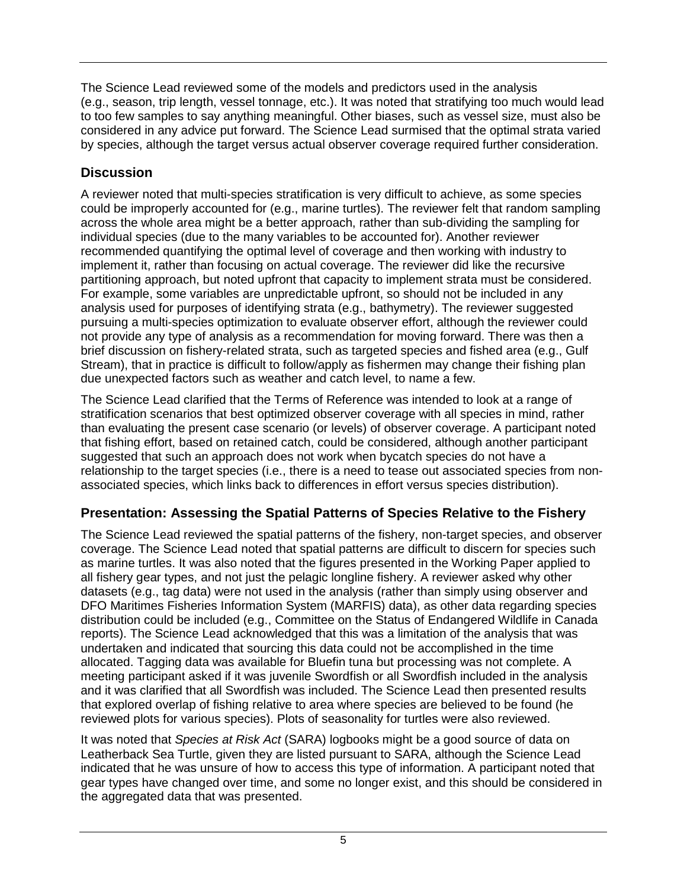The Science Lead reviewed some of the models and predictors used in the analysis (e.g., season, trip length, vessel tonnage, etc.). It was noted that stratifying too much would lead to too few samples to say anything meaningful. Other biases, such as vessel size, must also be considered in any advice put forward. The Science Lead surmised that the optimal strata varied by species, although the target versus actual observer coverage required further consideration.

## Discussion

A reviewer noted that multi-species stratification is very difficult to achieve, as some species could be improperly accounted for (e.g., marine turtles). The reviewer felt that random sampling across the whole area might be a better approach, rather than sub-dividing the sampling for individual species (due to the many variables to be accounted for). Another reviewer recommended quantifying the optimal level of coverage and then working with industry to implement it, rather than focusing on actual coverage. The reviewer did like the recursive partitioning approach, but noted upfront that capacity to implement strata must be considered. For example, some variables are unpredictable upfront, so should not be included in any analysis used for purposes of identifying strata (e.g., bathymetry). The reviewer suggested pursuing a multi-species optimization to evaluate observer effort, although the reviewer could not provide any type of analysis as a recommendation for moving forward. There was then a brief discussion on fishery-related strata, such as targeted species and fished area (e.g., Gulf Stream), that in practice is difficult to follow/apply as fishermen may change their fishing plan due unexpected factors such as weather and catch level, to name a few.

The Science Lead clarified that the Terms of Reference was intended to look at a range of stratification scenarios that best optimized observer coverage with all species in mind, rather than evaluating the present case scenario (or levels) of observer coverage. A participant noted that fishing effort, based on retained catch, could be considered, although another participant suggested that such an approach does not work when bycatch species do not have a relationship to the target species (i.e., there is a need to tease out associated species from non-associated species, which links back to differences in effort versus species distribution).

## Presentation: Assessing the Spatial Patterns of Species Relative to the Fishery

The Science Lead reviewed the spatial patterns of the fishery, non-target species, and observer coverage. The Science Lead noted that spatial patterns are difficult to discern for species such as marine turtles. It was also noted that the figures presented in the Working Paper applied to all fishery gear types, and not just the pelagic longline fishery. A reviewer asked why other datasets (e.g., tag data) were not used in the analysis (rather than simply using observer and DFO Maritimes Fisheries Information System (MARFIS) data), as other data regarding species distribution could be included (e.g., Committee on the Status of Endangered Wildlife in Canada reports). The Science Lead acknowledged that this was a limitation of the analysis that was undertaken and indicated that sourcing this data could not be accomplished in the time allocated. Tagging data was available for Bluefin tuna but processing was not complete. A meeting participant asked if it was juvenile Swordfish or all Swordfish included in the analysis and it was clarified that all Swordfish was included. The Science Lead then presented results that explored overlap of fishing relative to area where species are believed to be found (he reviewed plots for various species). Plots of seasonality for turtles were also reviewed.

It was noted that *Species at Risk Act* (SARA) logbooks might be a good source of data on Leatherback Sea Turtle, given they are listed pursuant to SARA, although the Science Lead indicated that he was unsure of how to access this type of information. A participant noted that gear types have changed over time, and some no longer exist, and this should be considered in the aggregated data that was presented.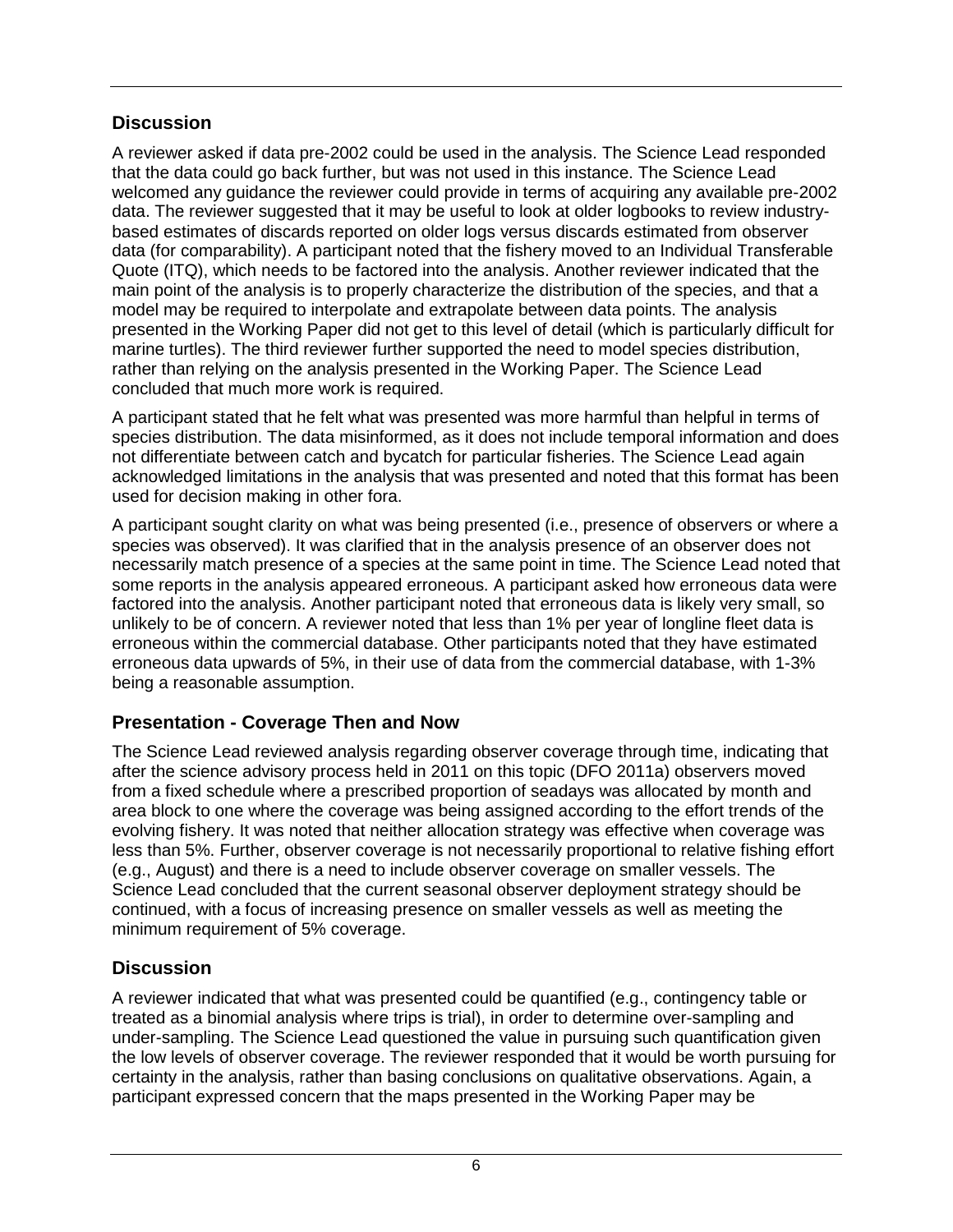## Discussion

A reviewer asked if data pre-2002 could be used in the analysis. The Science Lead responded that the data could go back further, but was not used in this instance. The Science Lead welcomed any guidance the reviewer could provide in terms of acquiring any available pre-2002 data. The reviewer suggested that it may be useful to look at older logbooks to review industry-based estimates of discards reported on older logs versus discards estimated from observer data (for comparability). A participant noted that the fishery moved to an Individual Transferable Quote (ITQ), which needs to be factored into the analysis. Another reviewer indicated that the main point of the analysis is to properly characterize the distribution of the species, and that a model may be required to interpolate and extrapolate between data points. The analysis presented in the Working Paper did not get to this level of detail (which is particularly difficult for marine turtles). The third reviewer further supported the need to model species distribution, rather than relying on the analysis presented in the Working Paper. The Science Lead concluded that much more work is required.

A participant stated that he felt what was presented was more harmful than helpful in terms of species distribution. The data misinformed, as it does not include temporal information and does not differentiate between catch and bycatch for particular fisheries. The Science Lead again acknowledged limitations in the analysis that was presented and noted that this format has been used for decision making in other fora.

A participant sought clarity on what was being presented (i.e., presence of observers or where a species was observed). It was clarified that in the analysis presence of an observer does not necessarily match presence of a species at the same point in time. The Science Lead noted that some reports in the analysis appeared erroneous. A participant asked how erroneous data were factored into the analysis. Another participant noted that erroneous data is likely very small, so unlikely to be of concern. A reviewer noted that less than 1% per year of longline fleet data is erroneous within the commercial database. Other participants noted that they have estimated erroneous data upwards of 5%, in their use of data from the commercial database, with 1-3% being a reasonable assumption.

## Presentation - Coverage Then and Now

The Science Lead reviewed analysis regarding observer coverage through time, indicating that after the science advisory process held in 2011 on this topic (DFO 2011a) observers moved from a fixed schedule where a prescribed proportion of seadays was allocated by month and area block to one where the coverage was being assigned according to the effort trends of the evolving fishery. It was noted that neither allocation strategy was effective when coverage was less than 5%. Further, observer coverage is not necessarily proportional to relative fishing effort (e.g., August) and there is a need to include observer coverage on smaller vessels. The Science Lead concluded that the current seasonal observer deployment strategy should be continued, with a focus of increasing presence on smaller vessels as well as meeting the minimum requirement of 5% coverage.

## Discussion

A reviewer indicated that what was presented could be quantified (e.g., contingency table or treated as a binomial analysis where trips is trial), in order to determine over-sampling and under-sampling. The Science Lead questioned the value in pursuing such quantification given the low levels of observer coverage. The reviewer responded that it would be worth pursuing for certainty in the analysis, rather than basing conclusions on qualitative observations. Again, a participant expressed concern that the maps presented in the Working Paper may be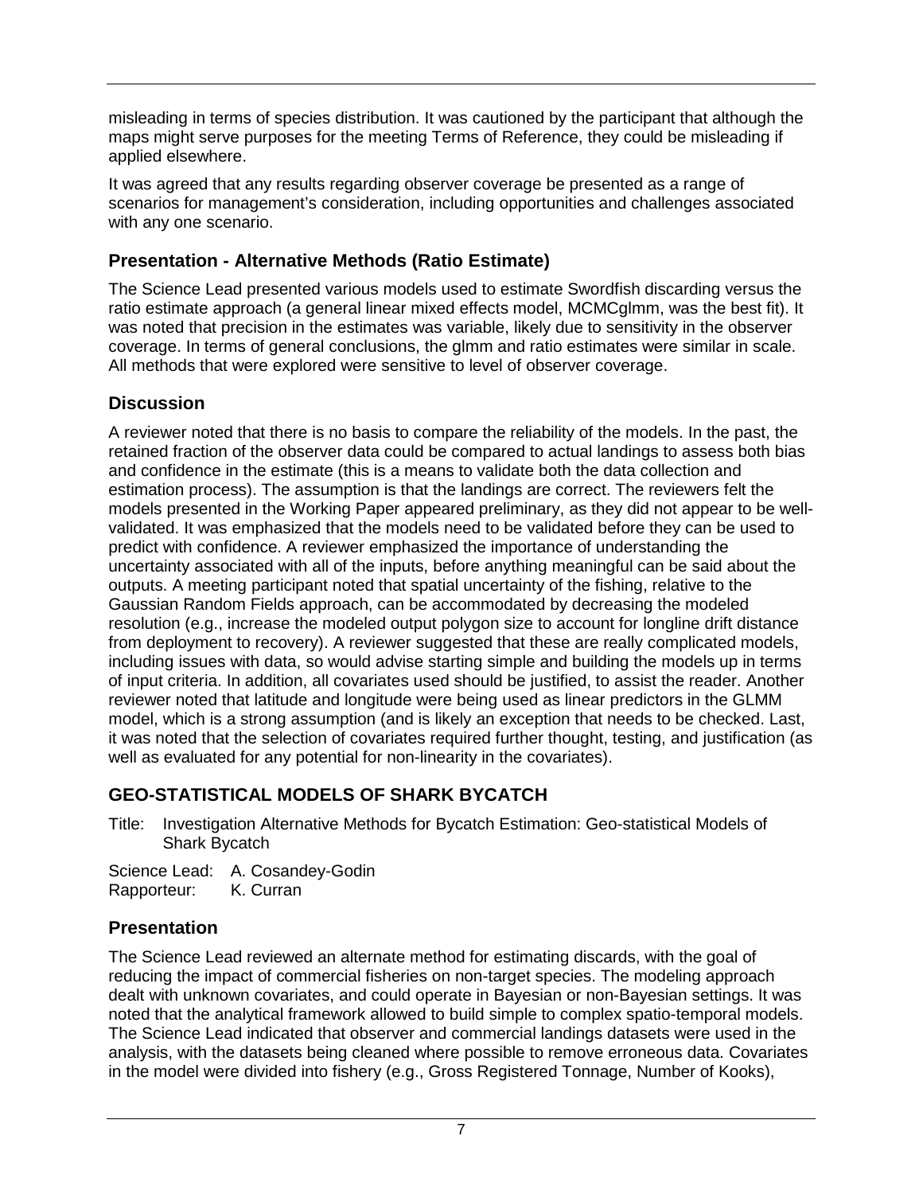misleading in terms of species distribution. It was cautioned by the participant that although the maps might serve purposes for the meeting Terms of Reference, they could be misleading if applied elsewhere.

It was agreed that any results regarding observer coverage be presented as a range of scenarios for management's consideration, including opportunities and challenges associated with any one scenario.

### Presentation - Alternative Methods (Ratio Estimate)

The Science Lead presented various models used to estimate Swordfish discarding versus the ratio estimate approach (a general linear mixed effects model, MCMCglmm, was the best fit). It was noted that precision in the estimates was variable, likely due to sensitivity in the observer coverage. In terms of general conclusions, the glmm and ratio estimates were similar in scale. All methods that were explored were sensitive to level of observer coverage.

### Discussion

A reviewer noted that there is no basis to compare the reliability of the models. In the past, the retained fraction of the observer data could be compared to actual landings to assess both bias and confidence in the estimate (this is a means to validate both the data collection and estimation process). The assumption is that the landings are correct. The reviewers felt the models presented in the Working Paper appeared preliminary, as they did not appear to be well-validated. It was emphasized that the models need to be validated before they can be used to predict with confidence. A reviewer emphasized the importance of understanding the uncertainty associated with all of the inputs, before anything meaningful can be said about the outputs. A meeting participant noted that spatial uncertainty of the fishing, relative to the Gaussian Random Fields approach, can be accommodated by decreasing the modeled resolution (e.g., increase the modeled output polygon size to account for longline drift distance from deployment to recovery). A reviewer suggested that these are really complicated models, including issues with data, so would advise starting simple and building the models up in terms of input criteria. In addition, all covariates used should be justified, to assist the reader. Another reviewer noted that latitude and longitude were being used as linear predictors in the GLMM model, which is a strong assumption (and is likely an exception that needs to be checked. Last, it was noted that the selection of covariates required further thought, testing, and justification (as well as evaluated for any potential for non-linearity in the covariates).

## GEO-STATISTICAL MODELS OF SHARK BYCATCH

Title: Investigation Alternative Methods for Bycatch Estimation: Geo-statistical Models of Shark Bycatch

Science Lead: A. Cosandey-Godin
Rapporteur: K. Curran

### Presentation

The Science Lead reviewed an alternate method for estimating discards, with the goal of reducing the impact of commercial fisheries on non-target species. The modeling approach dealt with unknown covariates, and could operate in Bayesian or non-Bayesian settings. It was noted that the analytical framework allowed to build simple to complex spatio-temporal models. The Science Lead indicated that observer and commercial landings datasets were used in the analysis, with the datasets being cleaned where possible to remove erroneous data. Covariates in the model were divided into fishery (e.g., Gross Registered Tonnage, Number of Kooks),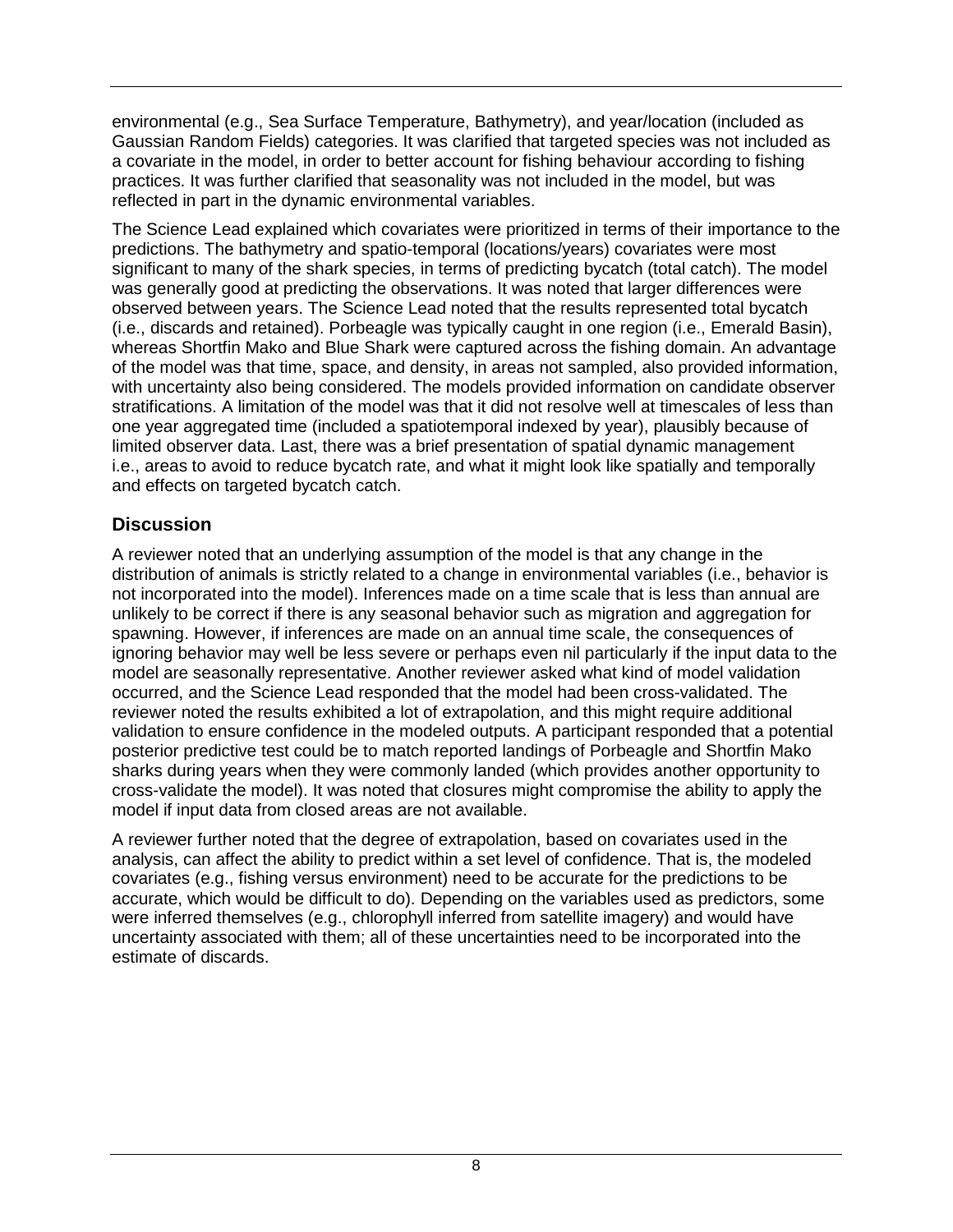environmental (e.g., Sea Surface Temperature, Bathymetry), and year/location (included as Gaussian Random Fields) categories. It was clarified that targeted species was not included as a covariate in the model, in order to better account for fishing behaviour according to fishing practices. It was further clarified that seasonality was not included in the model, but was reflected in part in the dynamic environmental variables.

The Science Lead explained which covariates were prioritized in terms of their importance to the predictions. The bathymetry and spatio-temporal (locations/years) covariates were most significant to many of the shark species, in terms of predicting bycatch (total catch). The model was generally good at predicting the observations. It was noted that larger differences were observed between years. The Science Lead noted that the results represented total bycatch (i.e., discards and retained). Porbeagle was typically caught in one region (i.e., Emerald Basin), whereas Shortfin Mako and Blue Shark were captured across the fishing domain. An advantage of the model was that time, space, and density, in areas not sampled, also provided information, with uncertainty also being considered. The models provided information on candidate observer stratifications. A limitation of the model was that it did not resolve well at timescales of less than one year aggregated time (included a spatiotemporal indexed by year), plausibly because of limited observer data. Last, there was a brief presentation of spatial dynamic management i.e., areas to avoid to reduce bycatch rate, and what it might look like spatially and temporally and effects on targeted bycatch catch.

## Discussion

A reviewer noted that an underlying assumption of the model is that any change in the distribution of animals is strictly related to a change in environmental variables (i.e., behavior is not incorporated into the model). Inferences made on a time scale that is less than annual are unlikely to be correct if there is any seasonal behavior such as migration and aggregation for spawning. However, if inferences are made on an annual time scale, the consequences of ignoring behavior may well be less severe or perhaps even nil particularly if the input data to the model are seasonally representative. Another reviewer asked what kind of model validation occurred, and the Science Lead responded that the model had been cross-validated. The reviewer noted the results exhibited a lot of extrapolation, and this might require additional validation to ensure confidence in the modeled outputs. A participant responded that a potential posterior predictive test could be to match reported landings of Porbeagle and Shortfin Mako sharks during years when they were commonly landed (which provides another opportunity to cross-validate the model). It was noted that closures might compromise the ability to apply the model if input data from closed areas are not available.

A reviewer further noted that the degree of extrapolation, based on covariates used in the analysis, can affect the ability to predict within a set level of confidence. That is, the modeled covariates (e.g., fishing versus environment) need to be accurate for the predictions to be accurate, which would be difficult to do). Depending on the variables used as predictors, some were inferred themselves (e.g., chlorophyll inferred from satellite imagery) and would have uncertainty associated with them; all of these uncertainties need to be incorporated into the estimate of discards.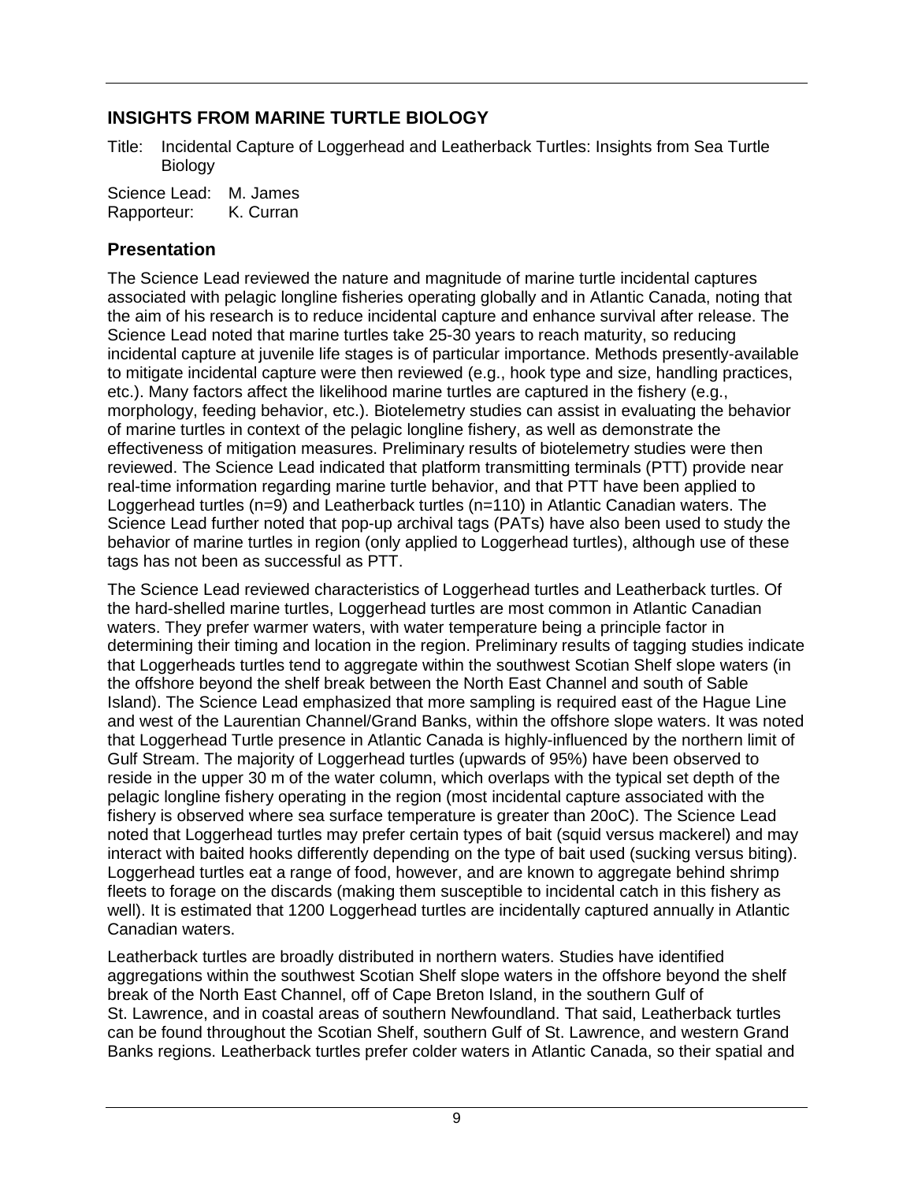## INSIGHTS FROM MARINE TURTLE BIOLOGY

Title: Incidental Capture of Loggerhead and Leatherback Turtles: Insights from Sea Turtle Biology

Science Lead: M. James
Rapporteur: K. Curran

### Presentation

The Science Lead reviewed the nature and magnitude of marine turtle incidental captures associated with pelagic longline fisheries operating globally and in Atlantic Canada, noting that the aim of his research is to reduce incidental capture and enhance survival after release. The Science Lead noted that marine turtles take 25-30 years to reach maturity, so reducing incidental capture at juvenile life stages is of particular importance. Methods presently-available to mitigate incidental capture were then reviewed (e.g., hook type and size, handling practices, etc.). Many factors affect the likelihood marine turtles are captured in the fishery (e.g., morphology, feeding behavior, etc.). Biotelemetry studies can assist in evaluating the behavior of marine turtles in context of the pelagic longline fishery, as well as demonstrate the effectiveness of mitigation measures. Preliminary results of biotelemetry studies were then reviewed. The Science Lead indicated that platform transmitting terminals (PTT) provide near real-time information regarding marine turtle behavior, and that PTT have been applied to Loggerhead turtles (n=9) and Leatherback turtles (n=110) in Atlantic Canadian waters. The Science Lead further noted that pop-up archival tags (PATs) have also been used to study the behavior of marine turtles in region (only applied to Loggerhead turtles), although use of these tags has not been as successful as PTT.

The Science Lead reviewed characteristics of Loggerhead turtles and Leatherback turtles. Of the hard-shelled marine turtles, Loggerhead turtles are most common in Atlantic Canadian waters. They prefer warmer waters, with water temperature being a principle factor in determining their timing and location in the region. Preliminary results of tagging studies indicate that Loggerheads turtles tend to aggregate within the southwest Scotian Shelf slope waters (in the offshore beyond the shelf break between the North East Channel and south of Sable Island). The Science Lead emphasized that more sampling is required east of the Hague Line and west of the Laurentian Channel/Grand Banks, within the offshore slope waters. It was noted that Loggerhead Turtle presence in Atlantic Canada is highly-influenced by the northern limit of Gulf Stream. The majority of Loggerhead turtles (upwards of 95%) have been observed to reside in the upper 30 m of the water column, which overlaps with the typical set depth of the pelagic longline fishery operating in the region (most incidental capture associated with the fishery is observed where sea surface temperature is greater than 20oC). The Science Lead noted that Loggerhead turtles may prefer certain types of bait (squid versus mackerel) and may interact with baited hooks differently depending on the type of bait used (sucking versus biting). Loggerhead turtles eat a range of food, however, and are known to aggregate behind shrimp fleets to forage on the discards (making them susceptible to incidental catch in this fishery as well). It is estimated that 1200 Loggerhead turtles are incidentally captured annually in Atlantic Canadian waters.

Leatherback turtles are broadly distributed in northern waters. Studies have identified aggregations within the southwest Scotian Shelf slope waters in the offshore beyond the shelf break of the North East Channel, off of Cape Breton Island, in the southern Gulf of St. Lawrence, and in coastal areas of southern Newfoundland. That said, Leatherback turtles can be found throughout the Scotian Shelf, southern Gulf of St. Lawrence, and western Grand Banks regions. Leatherback turtles prefer colder waters in Atlantic Canada, so their spatial and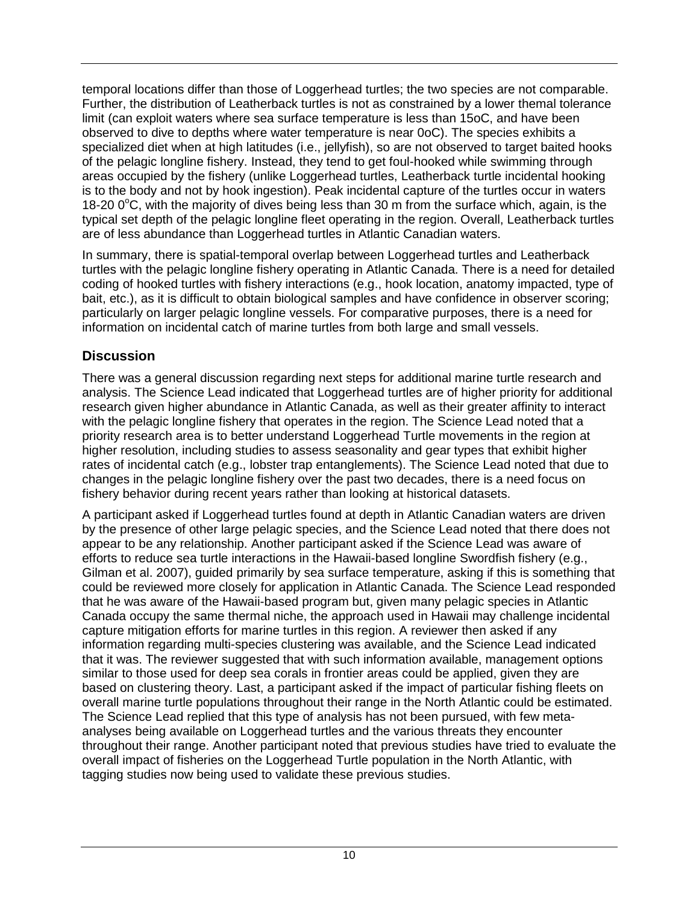temporal locations differ than those of Loggerhead turtles; the two species are not comparable. Further, the distribution of Leatherback turtles is not as constrained by a lower themal tolerance limit (can exploit waters where sea surface temperature is less than 15oC, and have been observed to dive to depths where water temperature is near 0oC). The species exhibits a specialized diet when at high latitudes (i.e., jellyfish), so are not observed to target baited hooks of the pelagic longline fishery. Instead, they tend to get foul-hooked while swimming through areas occupied by the fishery (unlike Loggerhead turtles, Leatherback turtle incidental hooking is to the body and not by hook ingestion). Peak incidental capture of the turtles occur in waters 18-20 $0^{o}$C, with the majority of dives being less than 30 m from the surface which, again, is the typical set depth of the pelagic longline fleet operating in the region. Overall, Leatherback turtles are of less abundance than Loggerhead turtles in Atlantic Canadian waters.

In summary, there is spatial-temporal overlap between Loggerhead turtles and Leatherback turtles with the pelagic longline fishery operating in Atlantic Canada. There is a need for detailed coding of hooked turtles with fishery interactions (e.g., hook location, anatomy impacted, type of bait, etc.), as it is difficult to obtain biological samples and have confidence in observer scoring; particularly on larger pelagic longline vessels. For comparative purposes, there is a need for information on incidental catch of marine turtles from both large and small vessels.

## Discussion

There was a general discussion regarding next steps for additional marine turtle research and analysis. The Science Lead indicated that Loggerhead turtles are of higher priority for additional research given higher abundance in Atlantic Canada, as well as their greater affinity to interact with the pelagic longline fishery that operates in the region. The Science Lead noted that a priority research area is to better understand Loggerhead Turtle movements in the region at higher resolution, including studies to assess seasonality and gear types that exhibit higher rates of incidental catch (e.g., lobster trap entanglements). The Science Lead noted that due to changes in the pelagic longline fishery over the past two decades, there is a need focus on fishery behavior during recent years rather than looking at historical datasets.

A participant asked if Loggerhead turtles found at depth in Atlantic Canadian waters are driven by the presence of other large pelagic species, and the Science Lead noted that there does not appear to be any relationship. Another participant asked if the Science Lead was aware of efforts to reduce sea turtle interactions in the Hawaii-based longline Swordfish fishery (e.g., Gilman et al. 2007), guided primarily by sea surface temperature, asking if this is something that could be reviewed more closely for application in Atlantic Canada. The Science Lead responded that he was aware of the Hawaii-based program but, given many pelagic species in Atlantic Canada occupy the same thermal niche, the approach used in Hawaii may challenge incidental capture mitigation efforts for marine turtles in this region. A reviewer then asked if any information regarding multi-species clustering was available, and the Science Lead indicated that it was. The reviewer suggested that with such information available, management options similar to those used for deep sea corals in frontier areas could be applied, given they are based on clustering theory. Last, a participant asked if the impact of particular fishing fleets on overall marine turtle populations throughout their range in the North Atlantic could be estimated. The Science Lead replied that this type of analysis has not been pursued, with few meta-analyses being available on Loggerhead turtles and the various threats they encounter throughout their range. Another participant noted that previous studies have tried to evaluate the overall impact of fisheries on the Loggerhead Turtle population in the North Atlantic, with tagging studies now being used to validate these previous studies.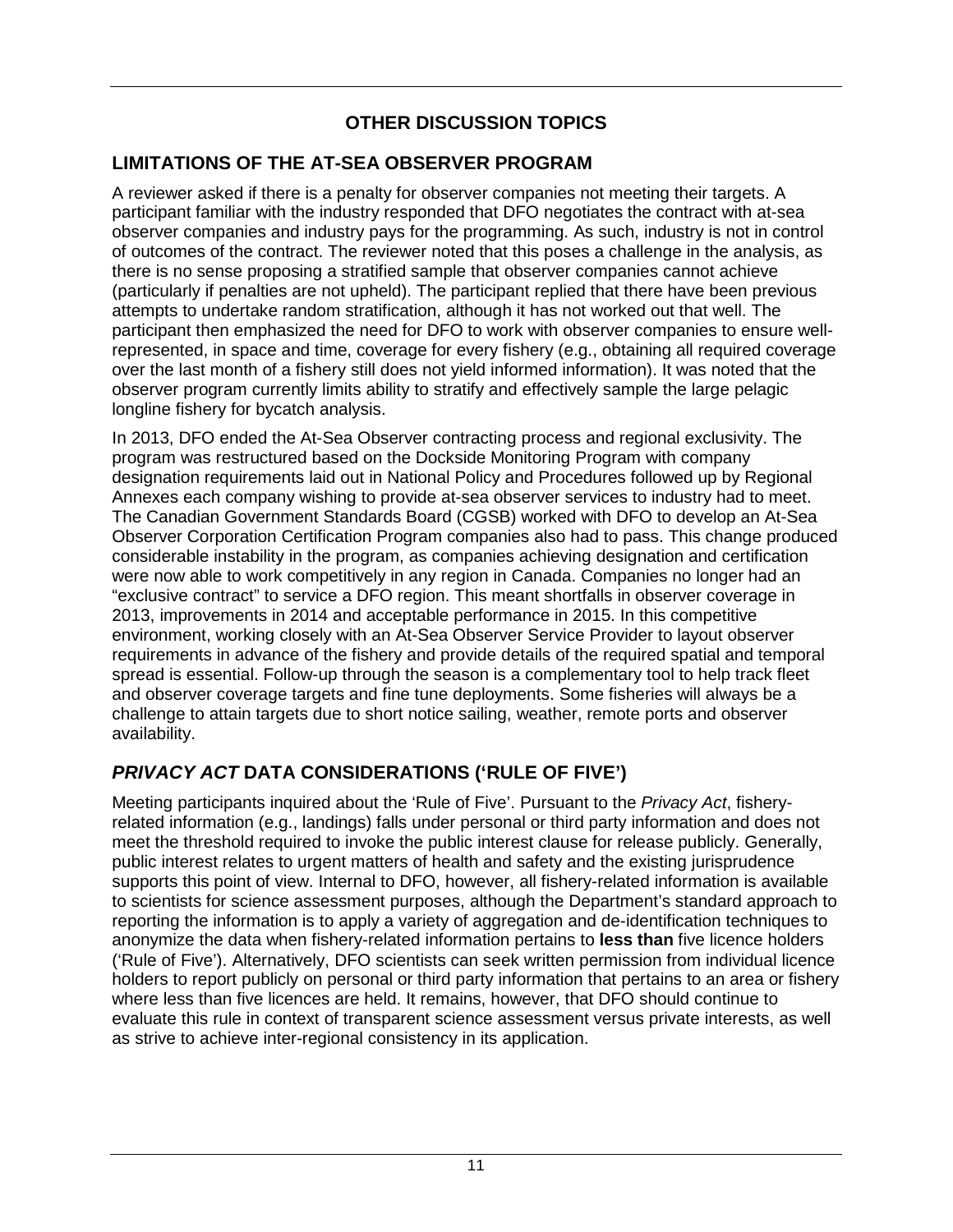# OTHER DISCUSSION TOPICS

## LIMITATIONS OF THE AT-SEA OBSERVER PROGRAM

A reviewer asked if there is a penalty for observer companies not meeting their targets. A participant familiar with the industry responded that DFO negotiates the contract with at-sea observer companies and industry pays for the programming. As such, industry is not in control of outcomes of the contract. The reviewer noted that this poses a challenge in the analysis, as there is no sense proposing a stratified sample that observer companies cannot achieve (particularly if penalties are not upheld). The participant replied that there have been previous attempts to undertake random stratification, although it has not worked out that well. The participant then emphasized the need for DFO to work with observer companies to ensure well-represented, in space and time, coverage for every fishery (e.g., obtaining all required coverage over the last month of a fishery still does not yield informed information). It was noted that the observer program currently limits ability to stratify and effectively sample the large pelagic longline fishery for bycatch analysis.

In 2013, DFO ended the At-Sea Observer contracting process and regional exclusivity. The program was restructured based on the Dockside Monitoring Program with company designation requirements laid out in National Policy and Procedures followed up by Regional Annexes each company wishing to provide at-sea observer services to industry had to meet. The Canadian Government Standards Board (CGSB) worked with DFO to develop an At-Sea Observer Corporation Certification Program companies also had to pass. This change produced considerable instability in the program, as companies achieving designation and certification were now able to work competitively in any region in Canada. Companies no longer had an "exclusive contract" to service a DFO region. This meant shortfalls in observer coverage in 2013, improvements in 2014 and acceptable performance in 2015. In this competitive environment, working closely with an At-Sea Observer Service Provider to layout observer requirements in advance of the fishery and provide details of the required spatial and temporal spread is essential. Follow-up through the season is a complementary tool to help track fleet and observer coverage targets and fine tune deployments. Some fisheries will always be a challenge to attain targets due to short notice sailing, weather, remote ports and observer availability.

## *PRIVACY ACT* DATA CONSIDERATIONS ('RULE OF FIVE')

Meeting participants inquired about the 'Rule of Five'. Pursuant to the *Privacy Act*, fishery-related information (e.g., landings) falls under personal or third party information and does not meet the threshold required to invoke the public interest clause for release publicly. Generally, public interest relates to urgent matters of health and safety and the existing jurisprudence supports this point of view. Internal to DFO, however, all fishery-related information is available to scientists for science assessment purposes, although the Department's standard approach to reporting the information is to apply a variety of aggregation and de-identification techniques to anonymize the data when fishery-related information pertains to **less than** five licence holders ('Rule of Five'). Alternatively, DFO scientists can seek written permission from individual licence holders to report publicly on personal or third party information that pertains to an area or fishery where less than five licences are held. It remains, however, that DFO should continue to evaluate this rule in context of transparent science assessment versus private interests, as well as strive to achieve inter-regional consistency in its application.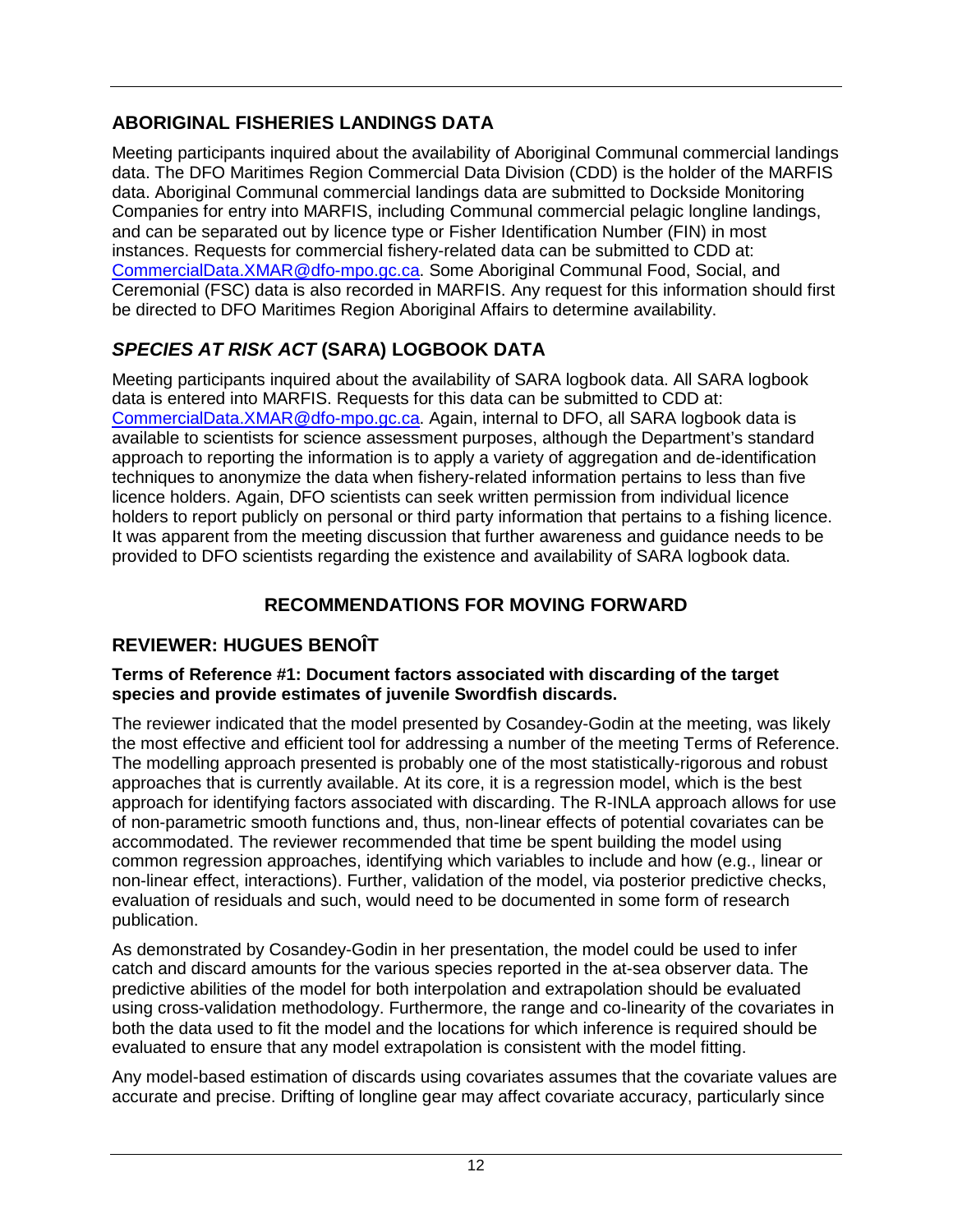## ABORIGINAL FISHERIES LANDINGS DATA

Meeting participants inquired about the availability of Aboriginal Communal commercial landings data. The DFO Maritimes Region Commercial Data Division (CDD) is the holder of the MARFIS data. Aboriginal Communal commercial landings data are submitted to Dockside Monitoring Companies for entry into MARFIS, including Communal commercial pelagic longline landings, and can be separated out by licence type or Fisher Identification Number (FIN) in most instances. Requests for commercial fishery-related data can be submitted to CDD at: CommercialData.XMAR@dfo-mpo.gc.ca. Some Aboriginal Communal Food, Social, and Ceremonial (FSC) data is also recorded in MARFIS. Any request for this information should first be directed to DFO Maritimes Region Aboriginal Affairs to determine availability.

## *SPECIES AT RISK ACT* (SARA) LOGBOOK DATA

Meeting participants inquired about the availability of SARA logbook data. All SARA logbook data is entered into MARFIS. Requests for this data can be submitted to CDD at: CommercialData.XMAR@dfo-mpo.gc.ca. Again, internal to DFO, all SARA logbook data is available to scientists for science assessment purposes, although the Department's standard approach to reporting the information is to apply a variety of aggregation and de-identification techniques to anonymize the data when fishery-related information pertains to less than five licence holders. Again, DFO scientists can seek written permission from individual licence holders to report publicly on personal or third party information that pertains to a fishing licence. It was apparent from the meeting discussion that further awareness and guidance needs to be provided to DFO scientists regarding the existence and availability of SARA logbook data.

# RECOMMENDATIONS FOR MOVING FORWARD

## REVIEWER: HUGUES BENOÎT

**Terms of Reference #1: Document factors associated with discarding of the target species and provide estimates of juvenile Swordfish discards.**

The reviewer indicated that the model presented by Cosandey-Godin at the meeting, was likely the most effective and efficient tool for addressing a number of the meeting Terms of Reference. The modelling approach presented is probably one of the most statistically-rigorous and robust approaches that is currently available. At its core, it is a regression model, which is the best approach for identifying factors associated with discarding. The R-INLA approach allows for use of non-parametric smooth functions and, thus, non-linear effects of potential covariates can be accommodated. The reviewer recommended that time be spent building the model using common regression approaches, identifying which variables to include and how (e.g., linear or non-linear effect, interactions). Further, validation of the model, via posterior predictive checks, evaluation of residuals and such, would need to be documented in some form of research publication.

As demonstrated by Cosandey-Godin in her presentation, the model could be used to infer catch and discard amounts for the various species reported in the at-sea observer data. The predictive abilities of the model for both interpolation and extrapolation should be evaluated using cross-validation methodology. Furthermore, the range and co-linearity of the covariates in both the data used to fit the model and the locations for which inference is required should be evaluated to ensure that any model extrapolation is consistent with the model fitting.

Any model-based estimation of discards using covariates assumes that the covariate values are accurate and precise. Drifting of longline gear may affect covariate accuracy, particularly since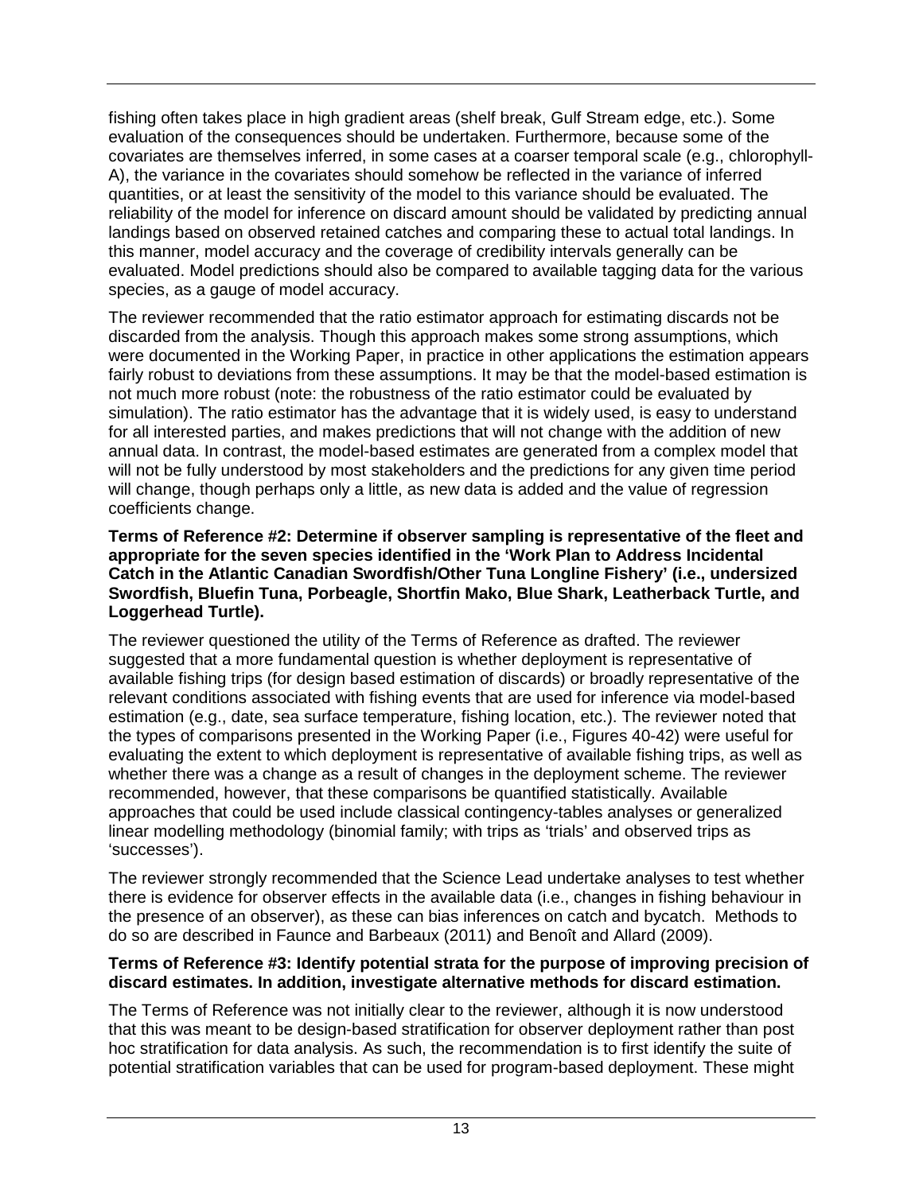fishing often takes place in high gradient areas (shelf break, Gulf Stream edge, etc.). Some evaluation of the consequences should be undertaken. Furthermore, because some of the covariates are themselves inferred, in some cases at a coarser temporal scale (e.g., chlorophyll-A), the variance in the covariates should somehow be reflected in the variance of inferred quantities, or at least the sensitivity of the model to this variance should be evaluated. The reliability of the model for inference on discard amount should be validated by predicting annual landings based on observed retained catches and comparing these to actual total landings. In this manner, model accuracy and the coverage of credibility intervals generally can be evaluated. Model predictions should also be compared to available tagging data for the various species, as a gauge of model accuracy.

The reviewer recommended that the ratio estimator approach for estimating discards not be discarded from the analysis. Though this approach makes some strong assumptions, which were documented in the Working Paper, in practice in other applications the estimation appears fairly robust to deviations from these assumptions. It may be that the model-based estimation is not much more robust (note: the robustness of the ratio estimator could be evaluated by simulation). The ratio estimator has the advantage that it is widely used, is easy to understand for all interested parties, and makes predictions that will not change with the addition of new annual data. In contrast, the model-based estimates are generated from a complex model that will not be fully understood by most stakeholders and the predictions for any given time period will change, though perhaps only a little, as new data is added and the value of regression coefficients change.

**Terms of Reference #2: Determine if observer sampling is representative of the fleet and appropriate for the seven species identified in the 'Work Plan to Address Incidental Catch in the Atlantic Canadian Swordfish/Other Tuna Longline Fishery' (i.e., undersized Swordfish, Bluefin Tuna, Porbeagle, Shortfin Mako, Blue Shark, Leatherback Turtle, and Loggerhead Turtle).**

The reviewer questioned the utility of the Terms of Reference as drafted. The reviewer suggested that a more fundamental question is whether deployment is representative of available fishing trips (for design based estimation of discards) or broadly representative of the relevant conditions associated with fishing events that are used for inference via model-based estimation (e.g., date, sea surface temperature, fishing location, etc.). The reviewer noted that the types of comparisons presented in the Working Paper (i.e., Figures 40-42) were useful for evaluating the extent to which deployment is representative of available fishing trips, as well as whether there was a change as a result of changes in the deployment scheme. The reviewer recommended, however, that these comparisons be quantified statistically. Available approaches that could be used include classical contingency-tables analyses or generalized linear modelling methodology (binomial family; with trips as 'trials' and observed trips as 'successes').

The reviewer strongly recommended that the Science Lead undertake analyses to test whether there is evidence for observer effects in the available data (i.e., changes in fishing behaviour in the presence of an observer), as these can bias inferences on catch and bycatch. Methods to do so are described in Faunce and Barbeaux (2011) and Benoît and Allard (2009).

**Terms of Reference #3: Identify potential strata for the purpose of improving precision of discard estimates. In addition, investigate alternative methods for discard estimation.**

The Terms of Reference was not initially clear to the reviewer, although it is now understood that this was meant to be design-based stratification for observer deployment rather than post hoc stratification for data analysis. As such, the recommendation is to first identify the suite of potential stratification variables that can be used for program-based deployment. These might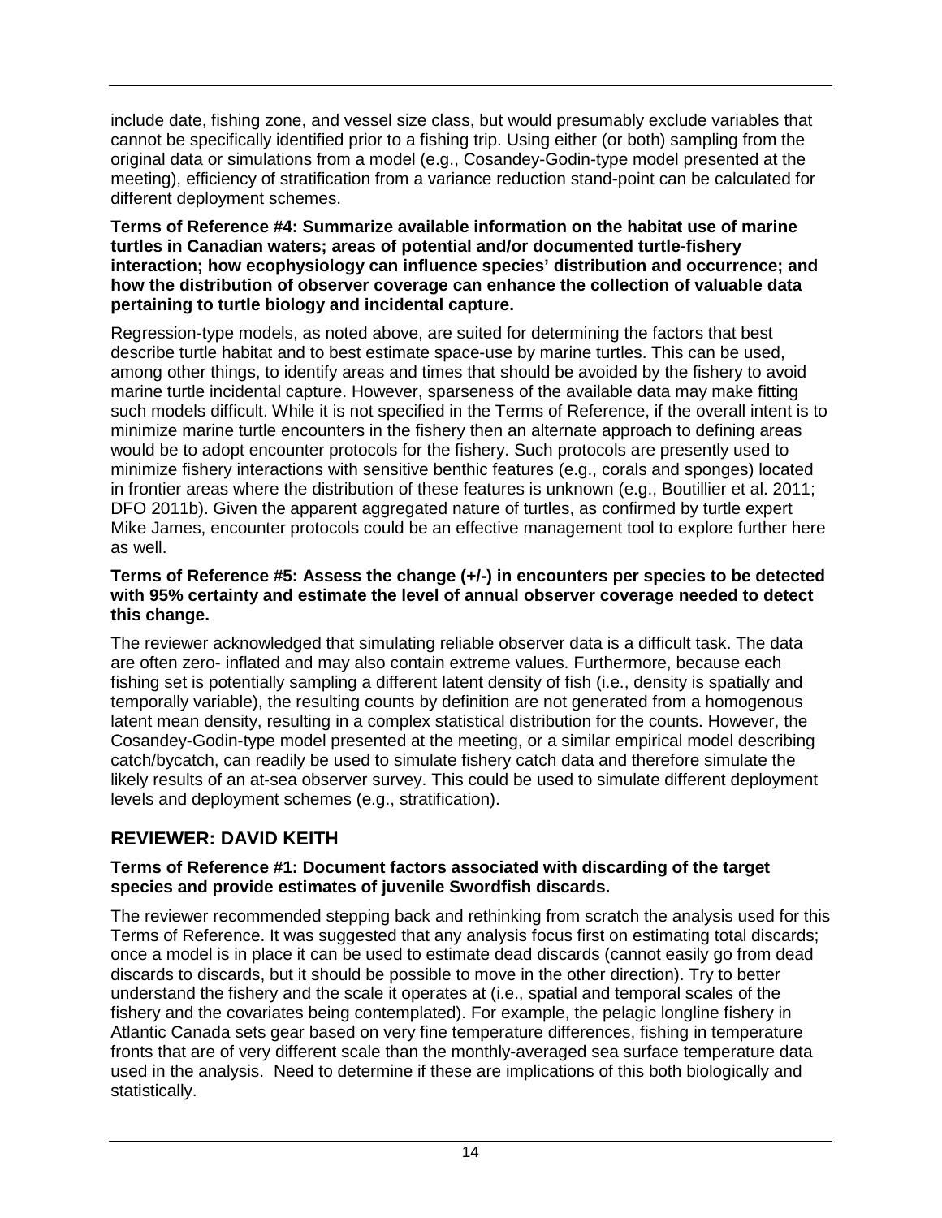include date, fishing zone, and vessel size class, but would presumably exclude variables that cannot be specifically identified prior to a fishing trip. Using either (or both) sampling from the original data or simulations from a model (e.g., Cosandey-Godin-type model presented at the meeting), efficiency of stratification from a variance reduction stand-point can be calculated for different deployment schemes.

**Terms of Reference #4: Summarize available information on the habitat use of marine turtles in Canadian waters; areas of potential and/or documented turtle-fishery interaction; how ecophysiology can influence species' distribution and occurrence; and how the distribution of observer coverage can enhance the collection of valuable data pertaining to turtle biology and incidental capture.**

Regression-type models, as noted above, are suited for determining the factors that best describe turtle habitat and to best estimate space-use by marine turtles. This can be used, among other things, to identify areas and times that should be avoided by the fishery to avoid marine turtle incidental capture. However, sparseness of the available data may make fitting such models difficult. While it is not specified in the Terms of Reference, if the overall intent is to minimize marine turtle encounters in the fishery then an alternate approach to defining areas would be to adopt encounter protocols for the fishery. Such protocols are presently used to minimize fishery interactions with sensitive benthic features (e.g., corals and sponges) located in frontier areas where the distribution of these features is unknown (e.g., Boutillier et al. 2011; DFO 2011b). Given the apparent aggregated nature of turtles, as confirmed by turtle expert Mike James, encounter protocols could be an effective management tool to explore further here as well.

**Terms of Reference #5: Assess the change (+/-) in encounters per species to be detected with 95% certainty and estimate the level of annual observer coverage needed to detect this change.**

The reviewer acknowledged that simulating reliable observer data is a difficult task. The data are often zero- inflated and may also contain extreme values. Furthermore, because each fishing set is potentially sampling a different latent density of fish (i.e., density is spatially and temporally variable), the resulting counts by definition are not generated from a homogenous latent mean density, resulting in a complex statistical distribution for the counts. However, the Cosandey-Godin-type model presented at the meeting, or a similar empirical model describing catch/bycatch, can readily be used to simulate fishery catch data and therefore simulate the likely results of an at-sea observer survey. This could be used to simulate different deployment levels and deployment schemes (e.g., stratification).

## REVIEWER: DAVID KEITH

**Terms of Reference #1: Document factors associated with discarding of the target species and provide estimates of juvenile Swordfish discards.**

The reviewer recommended stepping back and rethinking from scratch the analysis used for this Terms of Reference. It was suggested that any analysis focus first on estimating total discards; once a model is in place it can be used to estimate dead discards (cannot easily go from dead discards to discards, but it should be possible to move in the other direction). Try to better understand the fishery and the scale it operates at (i.e., spatial and temporal scales of the fishery and the covariates being contemplated). For example, the pelagic longline fishery in Atlantic Canada sets gear based on very fine temperature differences, fishing in temperature fronts that are of very different scale than the monthly-averaged sea surface temperature data used in the analysis. Need to determine if these are implications of this both biologically and statistically.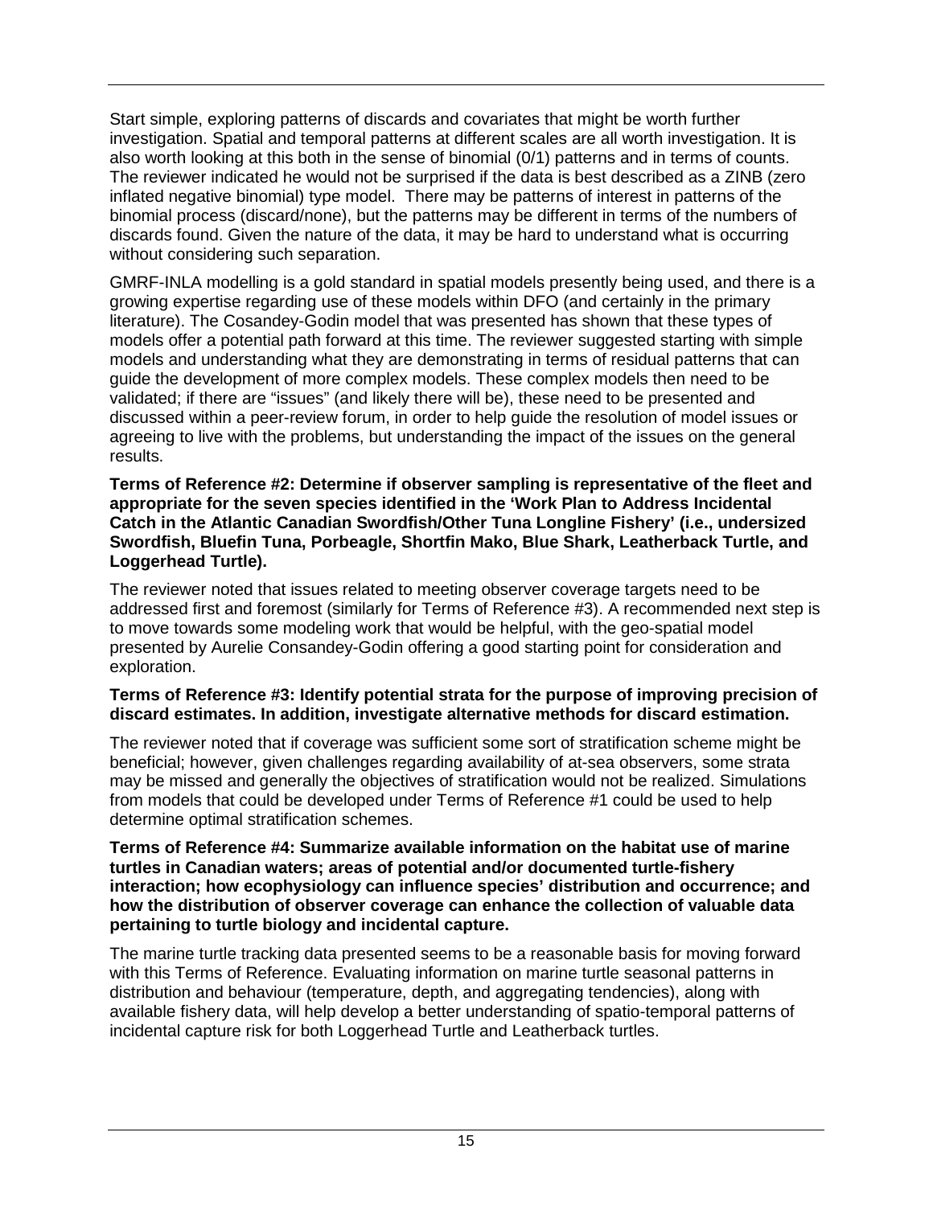Start simple, exploring patterns of discards and covariates that might be worth further investigation. Spatial and temporal patterns at different scales are all worth investigation. It is also worth looking at this both in the sense of binomial (0/1) patterns and in terms of counts. The reviewer indicated he would not be surprised if the data is best described as a ZINB (zero inflated negative binomial) type model.  There may be patterns of interest in patterns of the binomial process (discard/none), but the patterns may be different in terms of the numbers of discards found. Given the nature of the data, it may be hard to understand what is occurring without considering such separation.

GMRF-INLA modelling is a gold standard in spatial models presently being used, and there is a growing expertise regarding use of these models within DFO (and certainly in the primary literature). The Cosandey-Godin model that was presented has shown that these types of models offer a potential path forward at this time. The reviewer suggested starting with simple models and understanding what they are demonstrating in terms of residual patterns that can guide the development of more complex models. These complex models then need to be validated; if there are "issues" (and likely there will be), these need to be presented and discussed within a peer-review forum, in order to help guide the resolution of model issues or agreeing to live with the problems, but understanding the impact of the issues on the general results.

**Terms of Reference #2: Determine if observer sampling is representative of the fleet and appropriate for the seven species identified in the 'Work Plan to Address Incidental Catch in the Atlantic Canadian Swordfish/Other Tuna Longline Fishery' (i.e., undersized Swordfish, Bluefin Tuna, Porbeagle, Shortfin Mako, Blue Shark, Leatherback Turtle, and Loggerhead Turtle).**

The reviewer noted that issues related to meeting observer coverage targets need to be addressed first and foremost (similarly for Terms of Reference #3). A recommended next step is to move towards some modeling work that would be helpful, with the geo-spatial model presented by Aurelie Consandey-Godin offering a good starting point for consideration and exploration.

**Terms of Reference #3: Identify potential strata for the purpose of improving precision of discard estimates. In addition, investigate alternative methods for discard estimation.**

The reviewer noted that if coverage was sufficient some sort of stratification scheme might be beneficial; however, given challenges regarding availability of at-sea observers, some strata may be missed and generally the objectives of stratification would not be realized. Simulations from models that could be developed under Terms of Reference #1 could be used to help determine optimal stratification schemes.

**Terms of Reference #4: Summarize available information on the habitat use of marine turtles in Canadian waters; areas of potential and/or documented turtle-fishery interaction; how ecophysiology can influence species' distribution and occurrence; and how the distribution of observer coverage can enhance the collection of valuable data pertaining to turtle biology and incidental capture.**

The marine turtle tracking data presented seems to be a reasonable basis for moving forward with this Terms of Reference. Evaluating information on marine turtle seasonal patterns in distribution and behaviour (temperature, depth, and aggregating tendencies), along with available fishery data, will help develop a better understanding of spatio-temporal patterns of incidental capture risk for both Loggerhead Turtle and Leatherback turtles.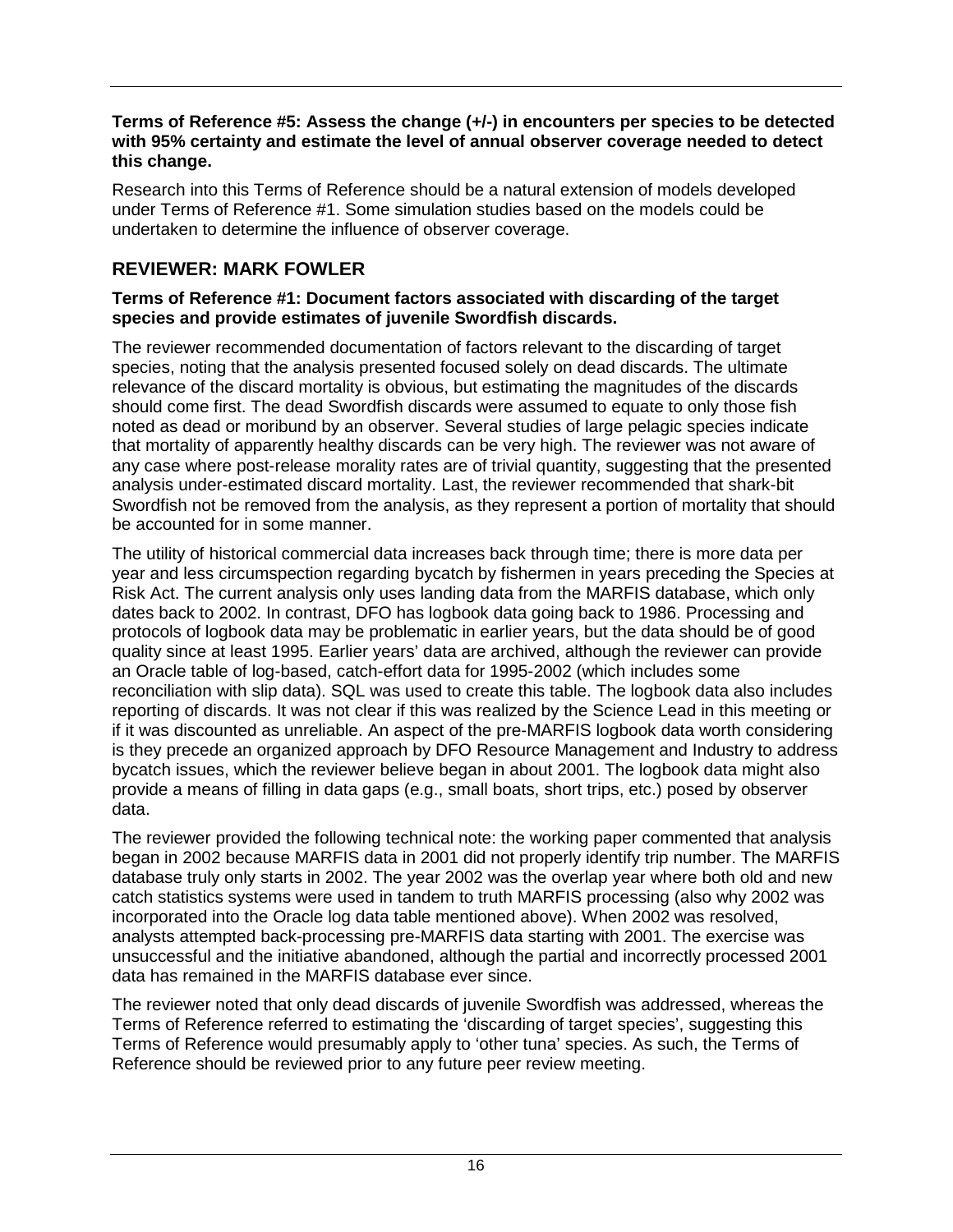**Terms of Reference #5: Assess the change (+/-) in encounters per species to be detected with 95% certainty and estimate the level of annual observer coverage needed to detect this change.**

Research into this Terms of Reference should be a natural extension of models developed under Terms of Reference #1. Some simulation studies based on the models could be undertaken to determine the influence of observer coverage.

## REVIEWER: MARK FOWLER

**Terms of Reference #1: Document factors associated with discarding of the target species and provide estimates of juvenile Swordfish discards.**

The reviewer recommended documentation of factors relevant to the discarding of target species, noting that the analysis presented focused solely on dead discards. The ultimate relevance of the discard mortality is obvious, but estimating the magnitudes of the discards should come first. The dead Swordfish discards were assumed to equate to only those fish noted as dead or moribund by an observer. Several studies of large pelagic species indicate that mortality of apparently healthy discards can be very high. The reviewer was not aware of any case where post-release morality rates are of trivial quantity, suggesting that the presented analysis under-estimated discard mortality. Last, the reviewer recommended that shark-bit Swordfish not be removed from the analysis, as they represent a portion of mortality that should be accounted for in some manner.

The utility of historical commercial data increases back through time; there is more data per year and less circumspection regarding bycatch by fishermen in years preceding the Species at Risk Act. The current analysis only uses landing data from the MARFIS database, which only dates back to 2002. In contrast, DFO has logbook data going back to 1986. Processing and protocols of logbook data may be problematic in earlier years, but the data should be of good quality since at least 1995. Earlier years' data are archived, although the reviewer can provide an Oracle table of log-based, catch-effort data for 1995-2002 (which includes some reconciliation with slip data). SQL was used to create this table. The logbook data also includes reporting of discards. It was not clear if this was realized by the Science Lead in this meeting or if it was discounted as unreliable. An aspect of the pre-MARFIS logbook data worth considering is they precede an organized approach by DFO Resource Management and Industry to address bycatch issues, which the reviewer believe began in about 2001. The logbook data might also provide a means of filling in data gaps (e.g., small boats, short trips, etc.) posed by observer data.

The reviewer provided the following technical note: the working paper commented that analysis began in 2002 because MARFIS data in 2001 did not properly identify trip number. The MARFIS database truly only starts in 2002. The year 2002 was the overlap year where both old and new catch statistics systems were used in tandem to truth MARFIS processing (also why 2002 was incorporated into the Oracle log data table mentioned above). When 2002 was resolved, analysts attempted back-processing pre-MARFIS data starting with 2001. The exercise was unsuccessful and the initiative abandoned, although the partial and incorrectly processed 2001 data has remained in the MARFIS database ever since.

The reviewer noted that only dead discards of juvenile Swordfish was addressed, whereas the Terms of Reference referred to estimating the 'discarding of target species', suggesting this Terms of Reference would presumably apply to 'other tuna' species. As such, the Terms of Reference should be reviewed prior to any future peer review meeting.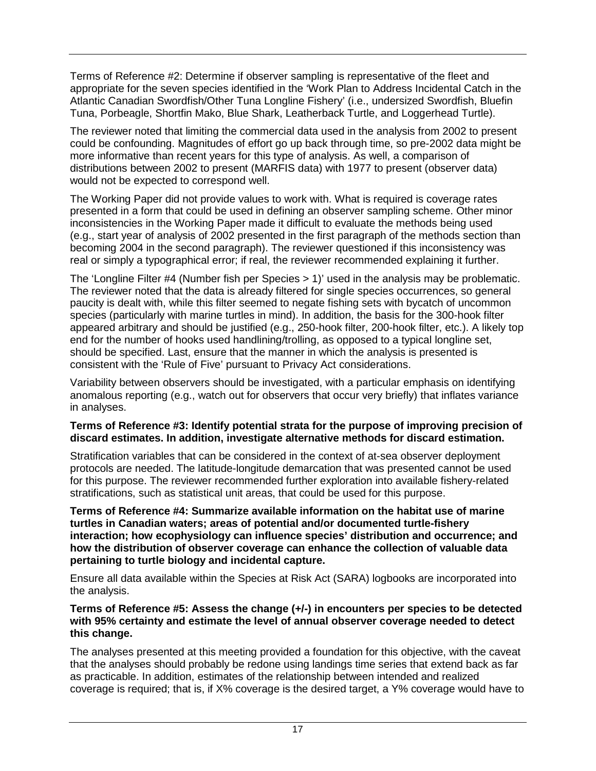Terms of Reference #2: Determine if observer sampling is representative of the fleet and appropriate for the seven species identified in the 'Work Plan to Address Incidental Catch in the Atlantic Canadian Swordfish/Other Tuna Longline Fishery' (i.e., undersized Swordfish, Bluefin Tuna, Porbeagle, Shortfin Mako, Blue Shark, Leatherback Turtle, and Loggerhead Turtle).

The reviewer noted that limiting the commercial data used in the analysis from 2002 to present could be confounding. Magnitudes of effort go up back through time, so pre-2002 data might be more informative than recent years for this type of analysis. As well, a comparison of distributions between 2002 to present (MARFIS data) with 1977 to present (observer data) would not be expected to correspond well.

The Working Paper did not provide values to work with. What is required is coverage rates presented in a form that could be used in defining an observer sampling scheme. Other minor inconsistencies in the Working Paper made it difficult to evaluate the methods being used (e.g., start year of analysis of 2002 presented in the first paragraph of the methods section than becoming 2004 in the second paragraph). The reviewer questioned if this inconsistency was real or simply a typographical error; if real, the reviewer recommended explaining it further.

The 'Longline Filter #4 (Number fish per Species > 1)' used in the analysis may be problematic. The reviewer noted that the data is already filtered for single species occurrences, so general paucity is dealt with, while this filter seemed to negate fishing sets with bycatch of uncommon species (particularly with marine turtles in mind). In addition, the basis for the 300-hook filter appeared arbitrary and should be justified (e.g., 250-hook filter, 200-hook filter, etc.). A likely top end for the number of hooks used handlining/trolling, as opposed to a typical longline set, should be specified. Last, ensure that the manner in which the analysis is presented is consistent with the 'Rule of Five' pursuant to Privacy Act considerations.

Variability between observers should be investigated, with a particular emphasis on identifying anomalous reporting (e.g., watch out for observers that occur very briefly) that inflates variance in analyses.

**Terms of Reference #3: Identify potential strata for the purpose of improving precision of discard estimates. In addition, investigate alternative methods for discard estimation.**

Stratification variables that can be considered in the context of at-sea observer deployment protocols are needed. The latitude-longitude demarcation that was presented cannot be used for this purpose. The reviewer recommended further exploration into available fishery-related stratifications, such as statistical unit areas, that could be used for this purpose.

**Terms of Reference #4: Summarize available information on the habitat use of marine turtles in Canadian waters; areas of potential and/or documented turtle-fishery interaction; how ecophysiology can influence species' distribution and occurrence; and how the distribution of observer coverage can enhance the collection of valuable data pertaining to turtle biology and incidental capture.**

Ensure all data available within the Species at Risk Act (SARA) logbooks are incorporated into the analysis.

**Terms of Reference #5: Assess the change (+/-) in encounters per species to be detected with 95% certainty and estimate the level of annual observer coverage needed to detect this change.**

The analyses presented at this meeting provided a foundation for this objective, with the caveat that the analyses should probably be redone using landings time series that extend back as far as practicable. In addition, estimates of the relationship between intended and realized coverage is required; that is, if X% coverage is the desired target, a Y% coverage would have to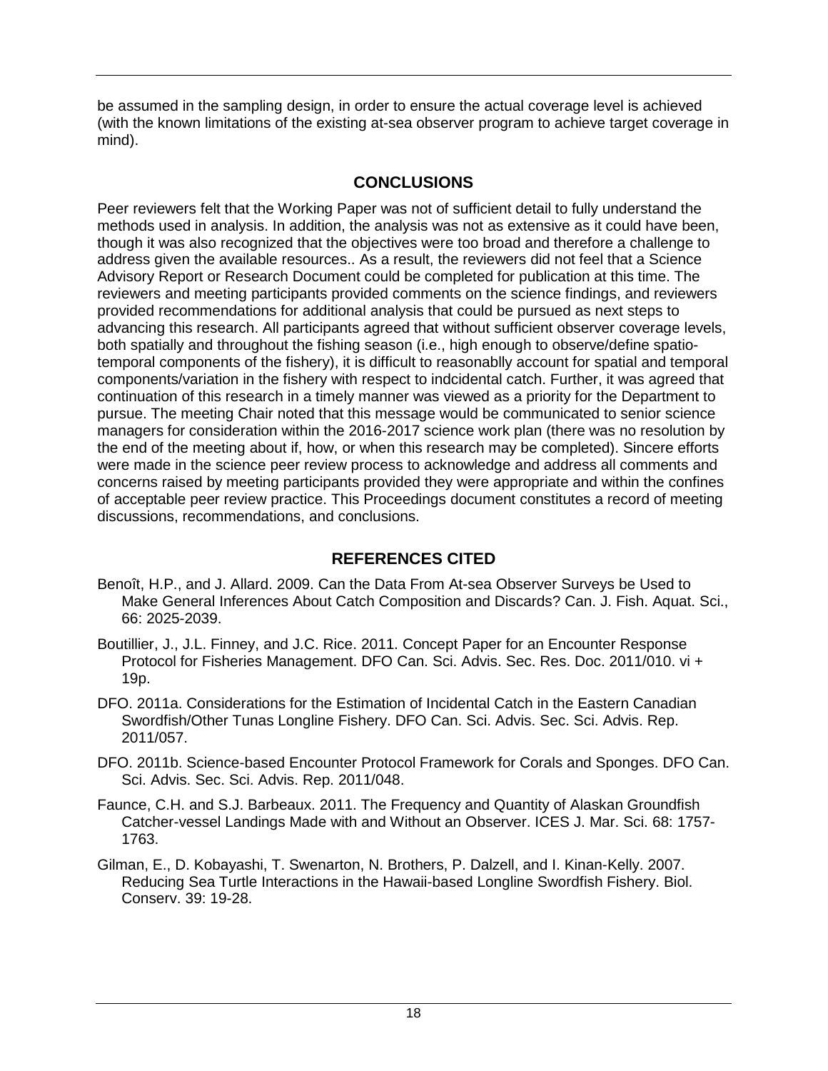be assumed in the sampling design, in order to ensure the actual coverage level is achieved (with the known limitations of the existing at-sea observer program to achieve target coverage in mind).

## CONCLUSIONS

Peer reviewers felt that the Working Paper was not of sufficient detail to fully understand the methods used in analysis. In addition, the analysis was not as extensive as it could have been, though it was also recognized that the objectives were too broad and therefore a challenge to address given the available resources.. As a result, the reviewers did not feel that a Science Advisory Report or Research Document could be completed for publication at this time. The reviewers and meeting participants provided comments on the science findings, and reviewers provided recommendations for additional analysis that could be pursued as next steps to advancing this research. All participants agreed that without sufficient observer coverage levels, both spatially and throughout the fishing season (i.e., high enough to observe/define spatio-temporal components of the fishery), it is difficult to reasonablly account for spatial and temporal components/variation in the fishery with respect to indcidental catch. Further, it was agreed that continuation of this research in a timely manner was viewed as a priority for the Department to pursue. The meeting Chair noted that this message would be communicated to senior science managers for consideration within the 2016-2017 science work plan (there was no resolution by the end of the meeting about if, how, or when this research may be completed). Sincere efforts were made in the science peer review process to acknowledge and address all comments and concerns raised by meeting participants provided they were appropriate and within the confines of acceptable peer review practice. This Proceedings document constitutes a record of meeting discussions, recommendations, and conclusions.

## REFERENCES CITED

Benoît, H.P., and J. Allard. 2009. Can the Data From At-sea Observer Surveys be Used to Make General Inferences About Catch Composition and Discards? Can. J. Fish. Aquat. Sci., 66: 2025-2039.

Boutillier, J., J.L. Finney, and J.C. Rice. 2011. Concept Paper for an Encounter Response Protocol for Fisheries Management. DFO Can. Sci. Advis. Sec. Res. Doc. 2011/010. vi + 19p.

DFO. 2011a. Considerations for the Estimation of Incidental Catch in the Eastern Canadian Swordfish/Other Tunas Longline Fishery. DFO Can. Sci. Advis. Sec. Sci. Advis. Rep. 2011/057.

DFO. 2011b. Science-based Encounter Protocol Framework for Corals and Sponges. DFO Can. Sci. Advis. Sec. Sci. Advis. Rep. 2011/048.

Faunce, C.H. and S.J. Barbeaux. 2011. The Frequency and Quantity of Alaskan Groundfish Catcher-vessel Landings Made with and Without an Observer. ICES J. Mar. Sci. 68: 1757-1763.

Gilman, E., D. Kobayashi, T. Swenarton, N. Brothers, P. Dalzell, and I. Kinan-Kelly. 2007. Reducing Sea Turtle Interactions in the Hawaii-based Longline Swordfish Fishery. Biol. Conserv. 39: 19-28.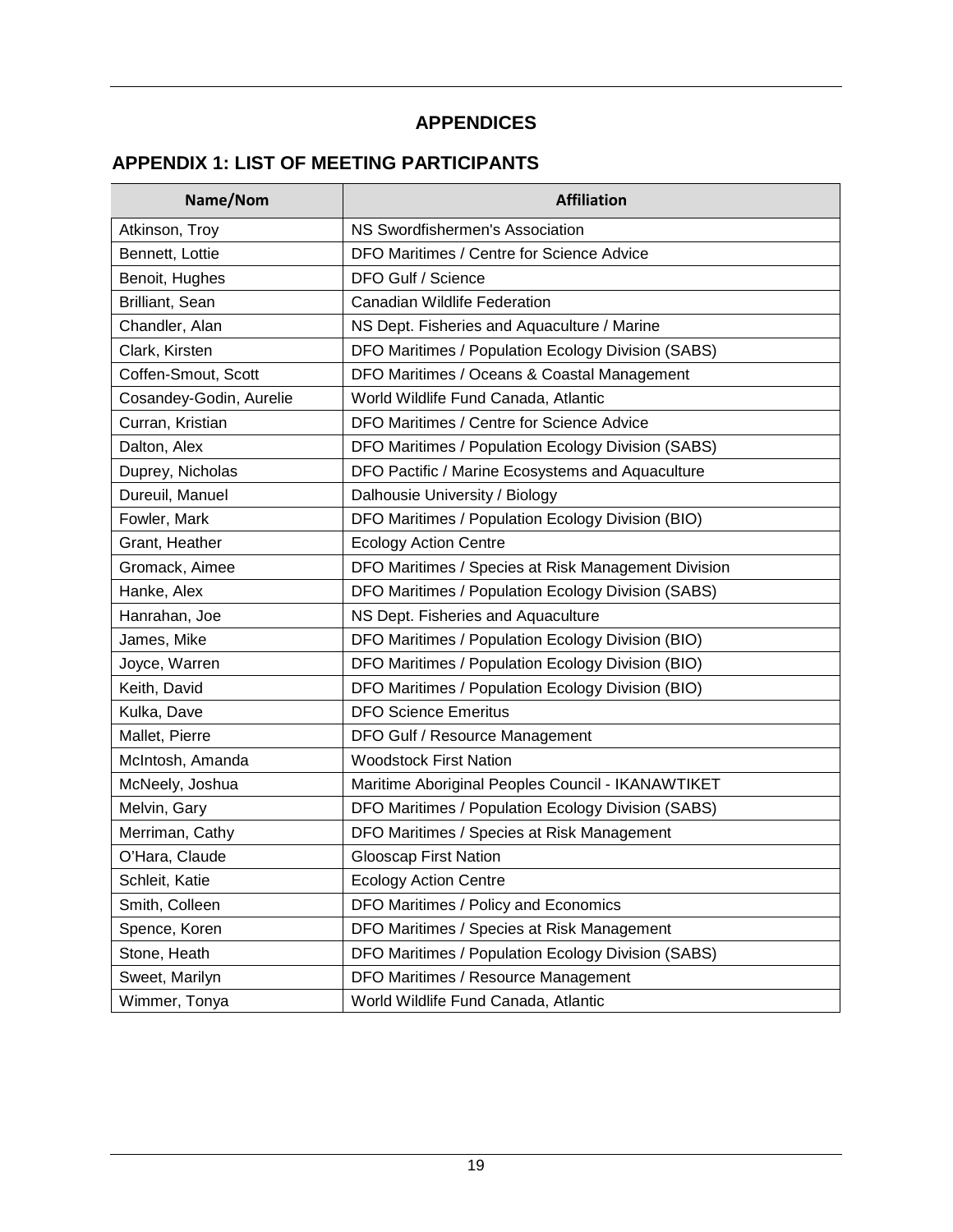# APPENDICES

## APPENDIX 1: LIST OF MEETING PARTICIPANTS

| Name/Nom | Affiliation |
|---|---|
| Atkinson, Troy | NS Swordfishermen's Association |
| Bennett, Lottie | DFO Maritimes / Centre for Science Advice |
| Benoit, Hughes | DFO Gulf / Science |
| Brilliant, Sean | Canadian Wildlife Federation |
| Chandler, Alan | NS Dept. Fisheries and Aquaculture / Marine |
| Clark, Kirsten | DFO Maritimes / Population Ecology Division (SABS) |
| Coffen-Smout, Scott | DFO Maritimes / Oceans & Coastal Management |
| Cosandey-Godin, Aurelie | World Wildlife Fund Canada, Atlantic |
| Curran, Kristian | DFO Maritimes / Centre for Science Advice |
| Dalton, Alex | DFO Maritimes / Population Ecology Division (SABS) |
| Duprey, Nicholas | DFO Pactific / Marine Ecosystems and Aquaculture |
| Dureuil, Manuel | Dalhousie University / Biology |
| Fowler, Mark | DFO Maritimes / Population Ecology Division (BIO) |
| Grant, Heather | Ecology Action Centre |
| Gromack, Aimee | DFO Maritimes / Species at Risk Management Division |
| Hanke, Alex | DFO Maritimes / Population Ecology Division (SABS) |
| Hanrahan, Joe | NS Dept. Fisheries and Aquaculture |
| James, Mike | DFO Maritimes / Population Ecology Division (BIO) |
| Joyce, Warren | DFO Maritimes / Population Ecology Division (BIO) |
| Keith, David | DFO Maritimes / Population Ecology Division (BIO) |
| Kulka, Dave | DFO Science Emeritus |
| Mallet, Pierre | DFO Gulf / Resource Management |
| McIntosh, Amanda | Woodstock First Nation |
| McNeely, Joshua | Maritime Aboriginal Peoples Council - IKANAWTIKET |
| Melvin, Gary | DFO Maritimes / Population Ecology Division (SABS) |
| Merriman, Cathy | DFO Maritimes / Species at Risk Management |
| O'Hara, Claude | Glooscap First Nation |
| Schleit, Katie | Ecology Action Centre |
| Smith, Colleen | DFO Maritimes / Policy and Economics |
| Spence, Koren | DFO Maritimes / Species at Risk Management |
| Stone, Heath | DFO Maritimes / Population Ecology Division (SABS) |
| Sweet, Marilyn | DFO Maritimes / Resource Management |
| Wimmer, Tonya | World Wildlife Fund Canada, Atlantic |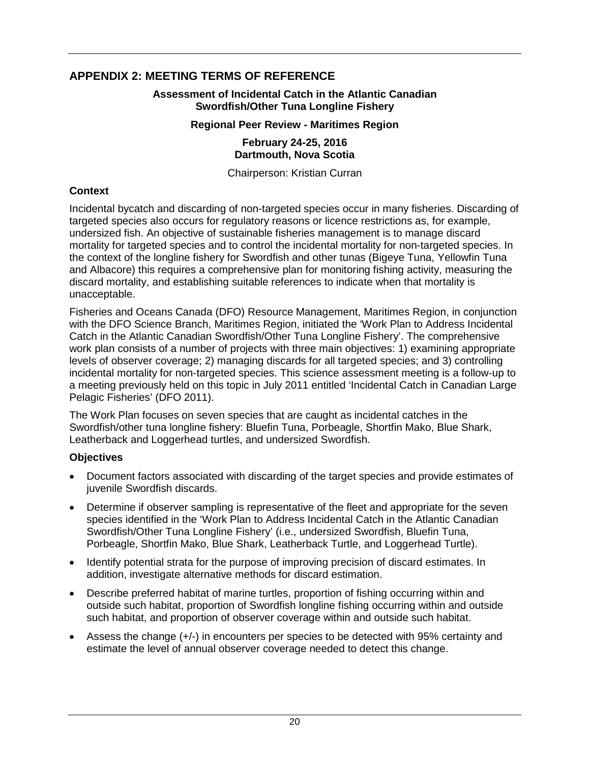## APPENDIX 2: MEETING TERMS OF REFERENCE

**Assessment of Incidental Catch in the Atlantic Canadian Swordfish/Other Tuna Longline Fishery**

**Regional Peer Review - Maritimes Region**

**February 24-25, 2016**
**Dartmouth, Nova Scotia**

Chairperson: Kristian Curran

### Context

Incidental bycatch and discarding of non-targeted species occur in many fisheries. Discarding of targeted species also occurs for regulatory reasons or licence restrictions as, for example, undersized fish. An objective of sustainable fisheries management is to manage discard mortality for targeted species and to control the incidental mortality for non-targeted species. In the context of the longline fishery for Swordfish and other tunas (Bigeye Tuna, Yellowfin Tuna and Albacore) this requires a comprehensive plan for monitoring fishing activity, measuring the discard mortality, and establishing suitable references to indicate when that mortality is unacceptable.

Fisheries and Oceans Canada (DFO) Resource Management, Maritimes Region, in conjunction with the DFO Science Branch, Maritimes Region, initiated the 'Work Plan to Address Incidental Catch in the Atlantic Canadian Swordfish/Other Tuna Longline Fishery'. The comprehensive work plan consists of a number of projects with three main objectives: 1) examining appropriate levels of observer coverage; 2) managing discards for all targeted species; and 3) controlling incidental mortality for non-targeted species. This science assessment meeting is a follow-up to a meeting previously held on this topic in July 2011 entitled 'Incidental Catch in Canadian Large Pelagic Fisheries' (DFO 2011).

The Work Plan focuses on seven species that are caught as incidental catches in the Swordfish/other tuna longline fishery: Bluefin Tuna, Porbeagle, Shortfin Mako, Blue Shark, Leatherback and Loggerhead turtles, and undersized Swordfish.

### Objectives

- Document factors associated with discarding of the target species and provide estimates of juvenile Swordfish discards.
- Determine if observer sampling is representative of the fleet and appropriate for the seven species identified in the 'Work Plan to Address Incidental Catch in the Atlantic Canadian Swordfish/Other Tuna Longline Fishery' (i.e., undersized Swordfish, Bluefin Tuna, Porbeagle, Shortfin Mako, Blue Shark, Leatherback Turtle, and Loggerhead Turtle).
- Identify potential strata for the purpose of improving precision of discard estimates. In addition, investigate alternative methods for discard estimation.
- Describe preferred habitat of marine turtles, proportion of fishing occurring within and outside such habitat, proportion of Swordfish longline fishing occurring within and outside such habitat, and proportion of observer coverage within and outside such habitat.
- Assess the change (+/-) in encounters per species to be detected with 95% certainty and estimate the level of annual observer coverage needed to detect this change.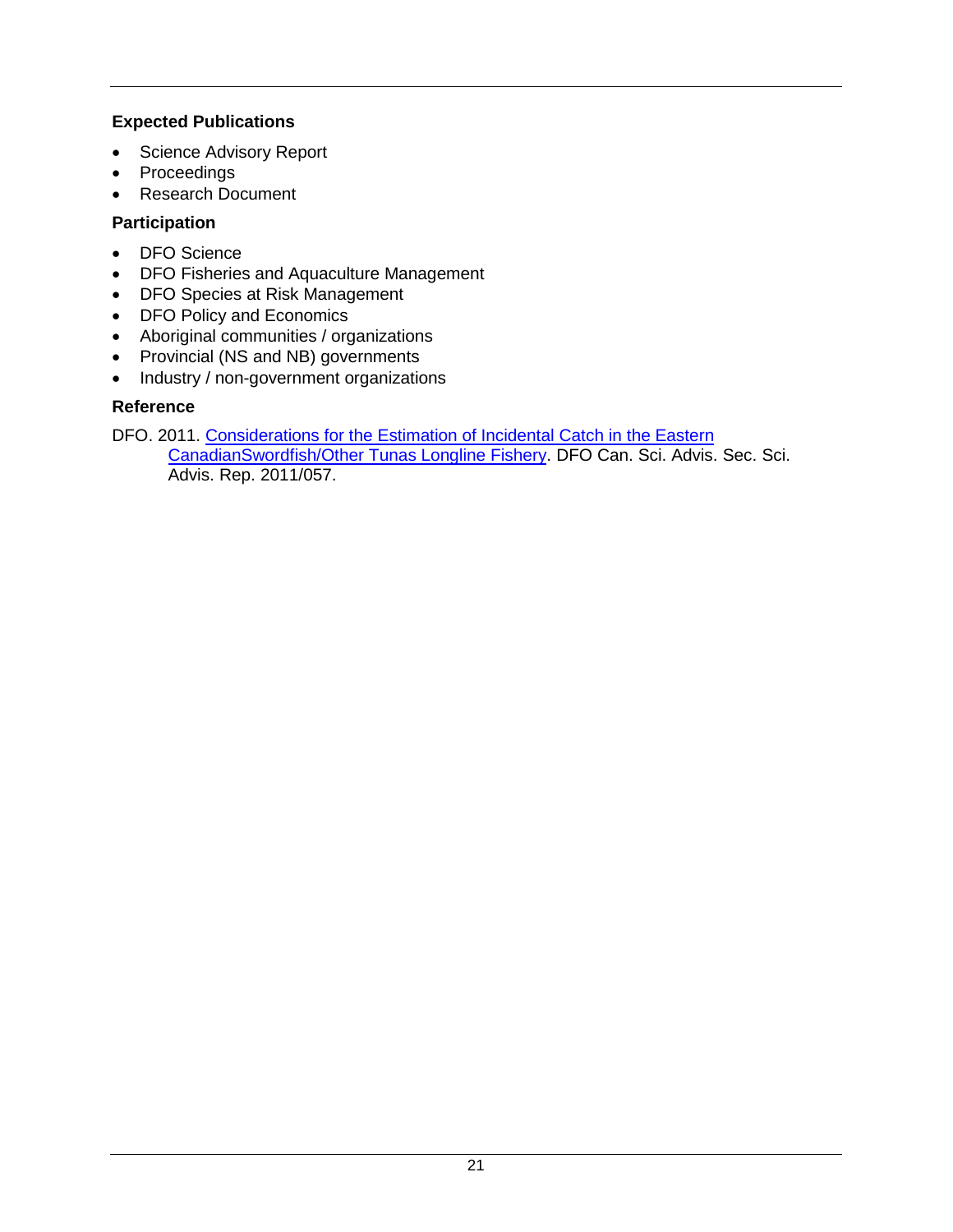### Expected Publications

- Science Advisory Report
- Proceedings
- Research Document

### Participation

- DFO Science
- DFO Fisheries and Aquaculture Management
- DFO Species at Risk Management
- DFO Policy and Economics
- Aboriginal communities / organizations
- Provincial (NS and NB) governments
- Industry / non-government organizations

### Reference

DFO. 2011. Considerations for the Estimation of Incidental Catch in the Eastern CanadianSwordfish/Other Tunas Longline Fishery. DFO Can. Sci. Advis. Sec. Sci. Advis. Rep. 2011/057.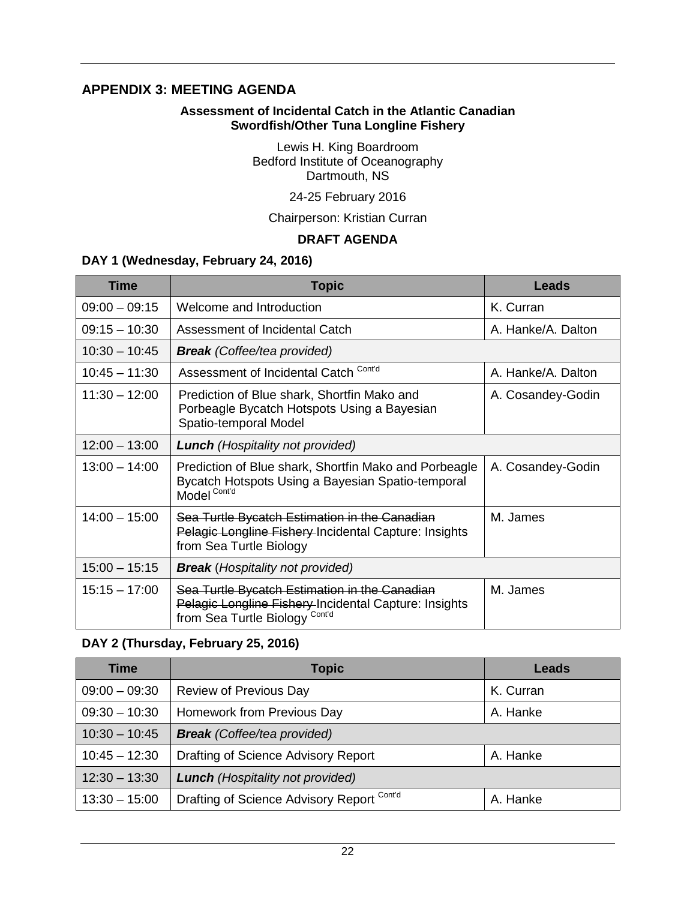## APPENDIX 3: MEETING AGENDA

**Assessment of Incidental Catch in the Atlantic Canadian Swordfish/Other Tuna Longline Fishery**

Lewis H. King Boardroom
Bedford Institute of Oceanography
Dartmouth, NS

24-25 February 2016

Chairperson: Kristian Curran

**DRAFT AGENDA**

### DAY 1 (Wednesday, February 24, 2016)

| Time | Topic | Leads |
|---|---|---|
| 09:00 – 09:15 | Welcome and Introduction | K. Curran |
| 09:15 – 10:30 | Assessment of Incidental Catch | A. Hanke/A. Dalton |
| 10:30 – 10:45 | ***Break*** *(Coffee/tea provided)* | |
| 10:45 – 11:30 | Assessment of Incidental Catch [Cont'd] | A. Hanke/A. Dalton |
| 11:30 – 12:00 | Prediction of Blue shark, Shortfin Mako and Porbeagle Bycatch Hotspots Using a Bayesian Spatio-temporal Model | A. Cosandey-Godin |
| 12:00 – 13:00 | ***Lunch*** *(Hospitality not provided)* | |
| 13:00 – 14:00 | Prediction of Blue shark, Shortfin Mako and Porbeagle Bycatch Hotspots Using a Bayesian Spatio-temporal Model [Cont'd] | A. Cosandey-Godin |
| 14:00 – 15:00 | ~~Sea Turtle Bycatch Estimation in the Canadian Pelagic Longline Fishery~~ Incidental Capture: Insights from Sea Turtle Biology | M. James |
| 15:00 – 15:15 | ***Break*** (*Hospitality not provided)* | |
| 15:15 – 17:00 | ~~Sea Turtle Bycatch Estimation in the Canadian Pelagic Longline Fishery~~ Incidental Capture: Insights from Sea Turtle Biology [Cont'd] | M. James |

### DAY 2 (Thursday, February 25, 2016)

| Time | Topic | Leads |
|---|---|---|
| 09:00 – 09:30 | Review of Previous Day | K. Curran |
| 09:30 – 10:30 | Homework from Previous Day | A. Hanke |
| 10:30 – 10:45 | ***Break*** *(Coffee/tea provided)* | |
| 10:45 – 12:30 | Drafting of Science Advisory Report | A. Hanke |
| 12:30 – 13:30 | ***Lunch*** *(Hospitality not provided)* | |
| 13:30 – 15:00 | Drafting of Science Advisory Report [Cont'd] | A. Hanke |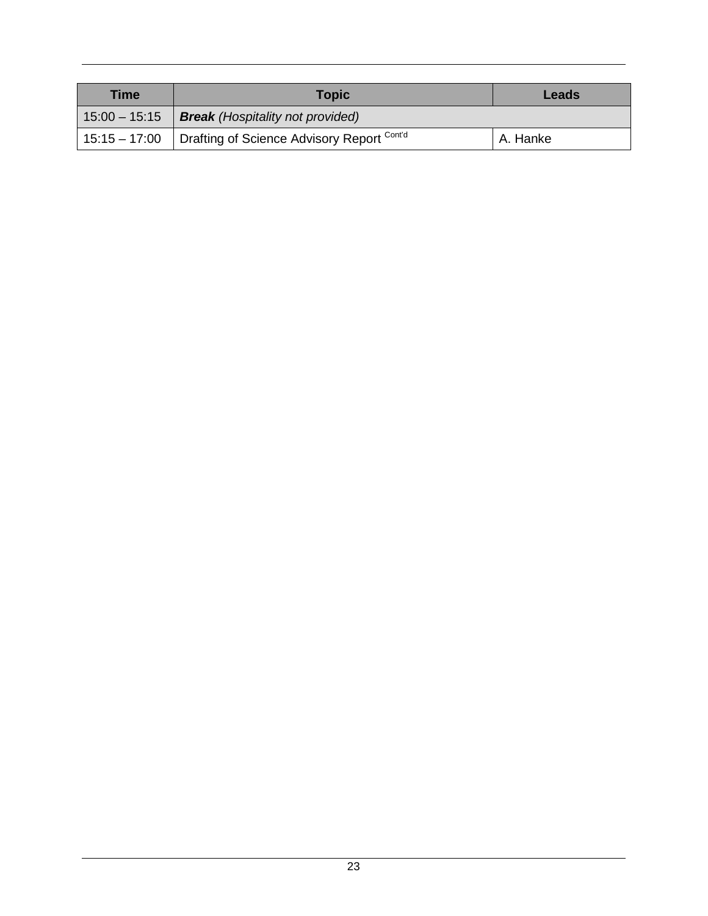| Time | Topic | Leads |
| --- | --- | --- |
| 15:00 – 15:15 | ***Break*** *(Hospitality not provided)* | |
| 15:15 – 17:00 | Drafting of Science Advisory Report Cont'd | A. Hanke |